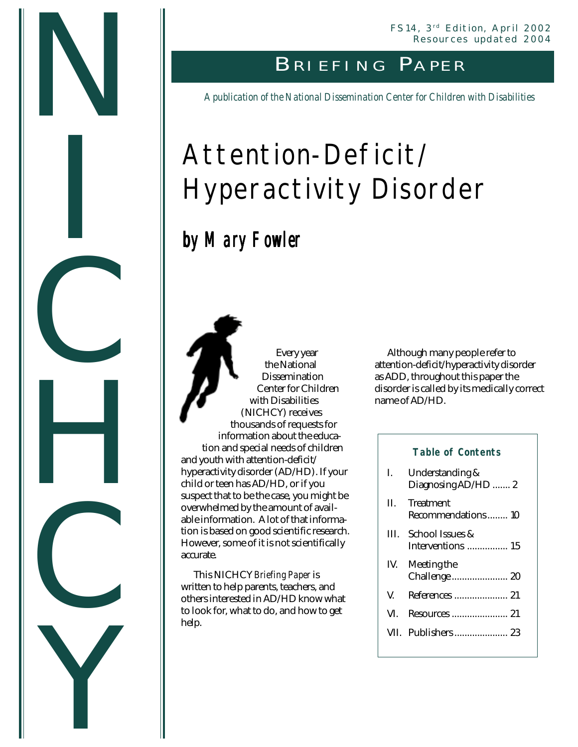FS14, 3rd Edition, April 2002
Resources updated 2004

NICHCY

**BRIEFING PAPER**

*A publication of the National Dissemination Center for Children with Disabilities*

# Attention-Deficit/ Hyperactivity Disorder

## by Mary Fowler

Every year the National Dissemination Center for Children with Disabilities (NICHCY) receives thousands of requests for information about the education and special needs of children and youth with attention-deficit/ hyperactivity disorder (AD/HD). If your child or teen has AD/HD, or if you suspect that to be the case, you might be overwhelmed by the amount of available information. A lot of that information is based on good scientific research. However, some of it is not scientifically accurate.

This NICHCY *Briefing Paper* is written to help parents, teachers, and others interested in AD/HD know what to look for, what to do, and how to get help.

Although many people refer to attention-deficit/hyperactivity disorder as ADD, throughout this paper the disorder is called by its medically correct name of AD/HD.

**Table of Contents**

| | | |
|---|---|---|
| I. | Understanding & Diagnosing AD/HD | 2 |
| II. | Treatment Recommendations | 10 |
| III. | School Issues & Interventions | 15 |
| IV. | Meeting the Challenge | 20 |
| V. | References | 21 |
| VI. | Resources | 21 |
| VII. | Publishers | 23 |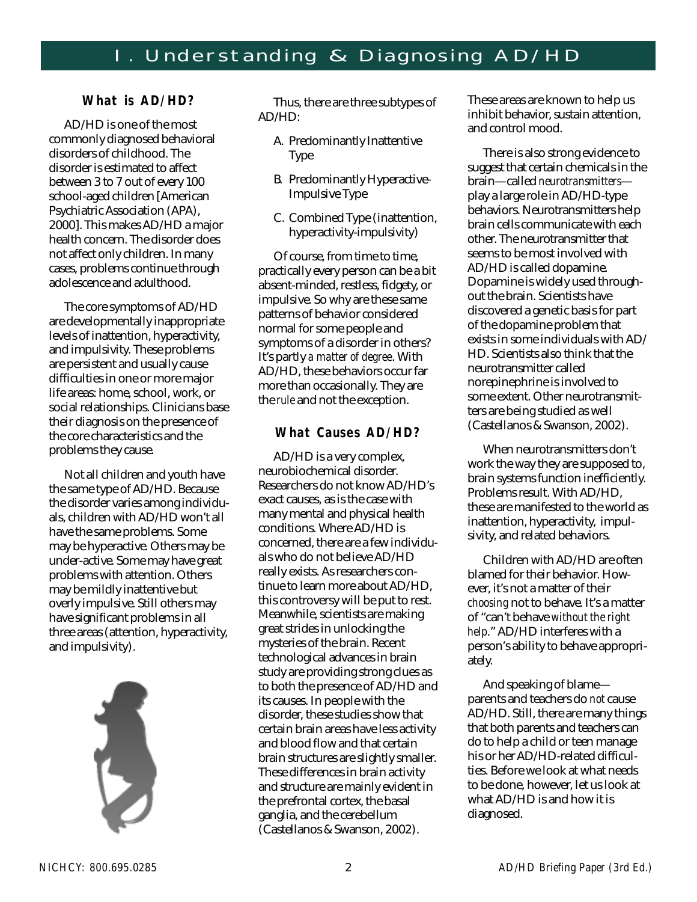# I. Understanding & Diagnosing AD/HD

### What is AD/HD?

AD/HD is one of the most commonly diagnosed behavioral disorders of childhood. The disorder is estimated to affect between 3 to 7 out of every 100 school-aged children [American Psychiatric Association (APA), 2000]. This makes AD/HD a major health concern. The disorder does not affect only children. In many cases, problems continue through adolescence and adulthood.

The core symptoms of AD/HD are developmentally inappropriate levels of inattention, hyperactivity, and impulsivity. These problems are persistent and usually cause difficulties in one or more major life areas: home, school, work, or social relationships. Clinicians base their diagnosis on the presence of the core characteristics and the problems they cause.

Not all children and youth have the same type of AD/HD. Because the disorder varies among individuals, children with AD/HD won't all have the same problems. Some may be hyperactive. Others may be under-active. Some may have great problems with attention. Others may be mildly inattentive but overly impulsive. Still others may have significant problems in all three areas (attention, hyperactivity, and impulsivity).

Thus, there are three subtypes of AD/HD:

A. Predominantly Inattentive Type

B. Predominantly Hyperactive-Impulsive Type

C. Combined Type (inattention, hyperactivity-impulsivity)

Of course, from time to time, practically every person can be a bit absent-minded, restless, fidgety, or impulsive. So why are these same patterns of behavior considered normal for some people and symptoms of a disorder in others? It's partly *a matter of degree*. With AD/HD, these behaviors occur far more than occasionally. They are the *rule* and not the exception.

### What Causes AD/HD?

AD/HD is a very complex, neurobiochemical disorder. Researchers do not know AD/HD's exact causes, as is the case with many mental and physical health conditions. Where AD/HD is concerned, there are a few individuals who do not believe AD/HD really exists. As researchers continue to learn more about AD/HD, this controversy will be put to rest. Meanwhile, scientists are making great strides in unlocking the mysteries of the brain. Recent technological advances in brain study are providing strong clues as to both the presence of AD/HD and its causes. In people with the disorder, these studies show that certain brain areas have less activity and blood flow and that certain brain structures are slightly smaller. These differences in brain activity and structure are mainly evident in the prefrontal cortex, the basal ganglia, and the cerebellum (Castellanos & Swanson, 2002). These areas are known to help us inhibit behavior, sustain attention, and control mood.

There is also strong evidence to suggest that certain chemicals in the brain—called *neurotransmitters*—play a large role in AD/HD-type behaviors. Neurotransmitters help brain cells communicate with each other. The neurotransmitter that seems to be most involved with AD/HD is called dopamine. Dopamine is widely used throughout the brain. Scientists have discovered a genetic basis for part of the dopamine problem that exists in some individuals with AD/HD. Scientists also think that the neurotransmitter called norepinephrine is involved to some extent. Other neurotransmitters are being studied as well (Castellanos & Swanson, 2002).

When neurotransmitters don't work the way they are supposed to, brain systems function inefficiently. Problems result. With AD/HD, these are manifested to the world as inattention, hyperactivity, impulsivity, and related behaviors.

Children with AD/HD are often blamed for their behavior. However, it's not a matter of their *choosing* not to behave. It's a matter of "can't behave *without the right help*." AD/HD interferes with a person's ability to behave appropriately.

And speaking of blame—parents and teachers do *not* cause AD/HD. Still, there are many things that both parents and teachers can do to help a child or teen manage his or her AD/HD-related difficulties. Before we look at what needs to be done, however, let us look at what AD/HD is and how it is diagnosed.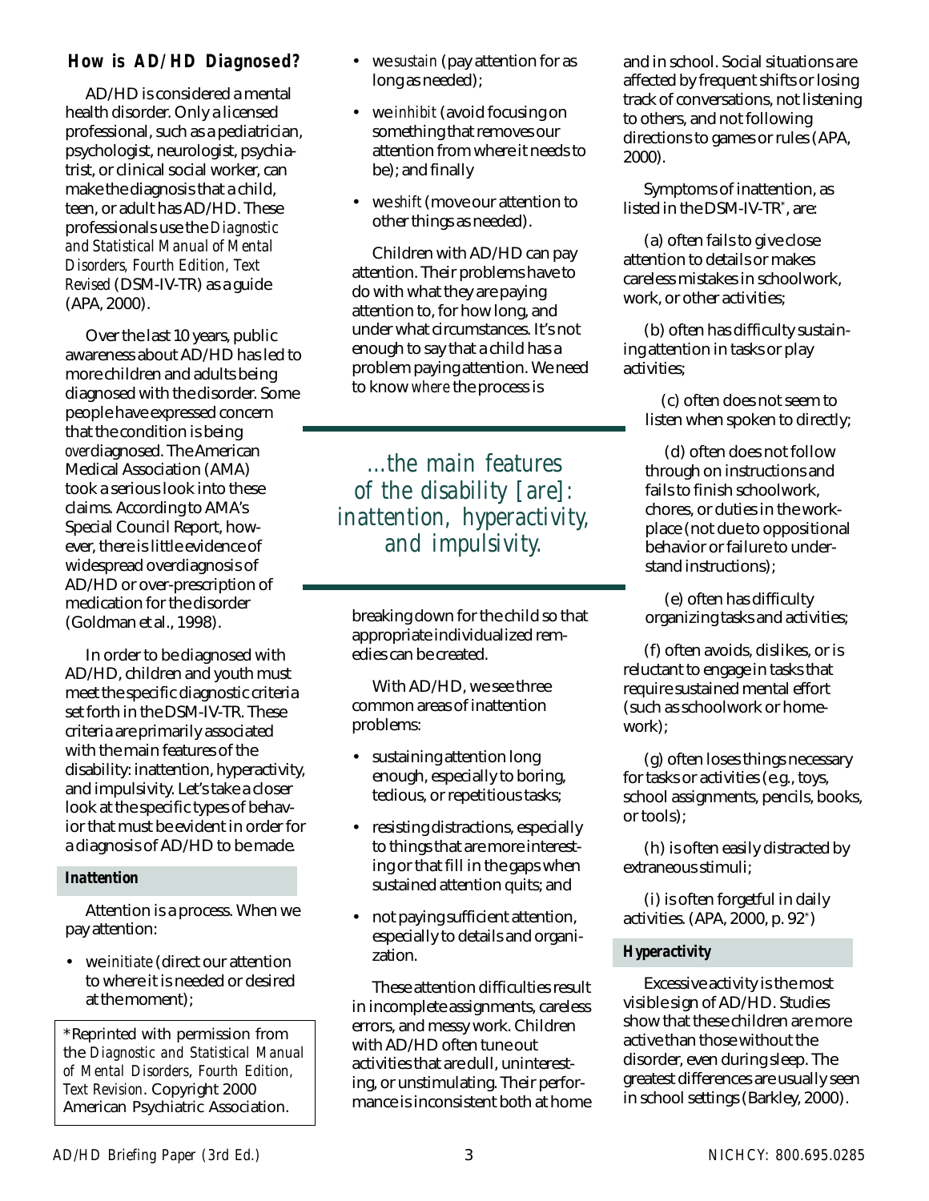## How is AD/HD Diagnosed?

AD/HD is considered a mental health disorder. Only a licensed professional, such as a pediatrician, psychologist, neurologist, psychiatrist, or clinical social worker, can make the diagnosis that a child, teen, or adult has AD/HD. These professionals use the *Diagnostic and Statistical Manual of Mental Disorders, Fourth Edition, Text Revised* (DSM-IV-TR) as a guide (APA, 2000).

Over the last 10 years, public awareness about AD/HD has led to more children and adults being diagnosed with the disorder. Some people have expressed concern that the condition is being *over*diagnosed. The American Medical Association (AMA) took a serious look into these claims. According to AMA's Special Council Report, however, there is little evidence of widespread overdiagnosis of AD/HD or over-prescription of medication for the disorder (Goldman et al., 1998).

In order to be diagnosed with AD/HD, children and youth must meet the specific diagnostic criteria set forth in the DSM-IV-TR. These criteria are primarily associated with the main features of the disability: inattention, hyperactivity, and impulsivity. Let's take a closer look at the specific types of behavior that must be evident in order for a diagnosis of AD/HD to be made.

### Inattention

Attention is a process. When we pay attention:

- we *initiate* (direct our attention to where it is needed or desired at the moment);
- we *sustain* (pay attention for as long as needed);
- we *inhibit* (avoid focusing on something that removes our attention from where it needs to be); and finally
- we *shift* (move our attention to other things as needed).

Children with AD/HD can pay attention. Their problems have to do with what they are paying attention to, for how long, and under what circumstances. It's not enough to say that a child has a problem paying attention. We need to know *where* the process is breaking down for the child so that appropriate individualized remedies can be created.

> *...the main features of the disability [are]: inattention, hyperactivity, and impulsivity.*

With AD/HD, we see three common areas of inattention problems:

- sustaining attention long enough, especially to boring, tedious, or repetitious tasks;
- resisting distractions, especially to things that are more interesting or that fill in the gaps when sustained attention quits; and
- not paying sufficient attention, especially to details and organization.

These attention difficulties result in incomplete assignments, careless errors, and messy work. Children with AD/HD often tune out activities that are dull, uninteresting, or unstimulating. Their performance is inconsistent both at home and in school. Social situations are affected by frequent shifts or losing track of conversations, not listening to others, and not following directions to games or rules (APA, 2000).

Symptoms of inattention, as listed in the DSM-IV-TR*, are:

(a) often fails to give close attention to details or makes careless mistakes in schoolwork, work, or other activities;

(b) often has difficulty sustaining attention in tasks or play activities;

(c) often does not seem to listen when spoken to directly;

(d) often does not follow through on instructions and fails to finish schoolwork, chores, or duties in the workplace (not due to oppositional behavior or failure to understand instructions);

(e) often has difficulty organizing tasks and activities;

(f) often avoids, dislikes, or is reluctant to engage in tasks that require sustained mental effort (such as schoolwork or homework);

(g) often loses things necessary for tasks or activities (e.g., toys, school assignments, pencils, books, or tools);

(h) is often easily distracted by extraneous stimuli;

(i) is often forgetful in daily activities. (APA, 2000, p. 92*)

### Hyperactivity

Excessive activity is the most visible sign of AD/HD. Studies show that these children are more active than those without the disorder, even during sleep. The greatest differences are usually seen in school settings (Barkley, 2000).

*Reprinted with permission from the *Diagnostic and Statistical Manual of Mental Disorders, Fourth Edition, Text Revision*. Copyright 2000 American Psychiatric Association.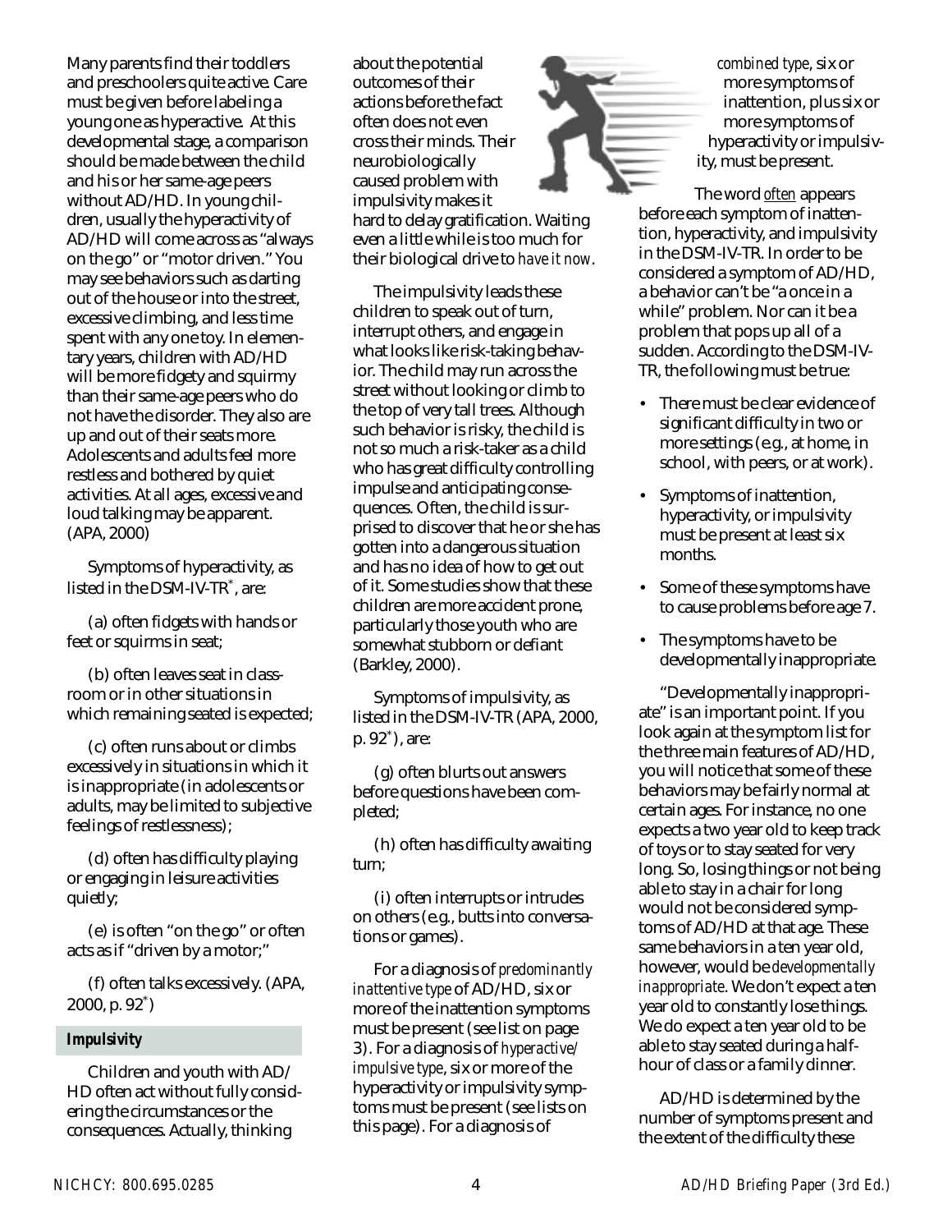Many parents find their toddlers and preschoolers quite active. Care must be given before labeling a young one as hyperactive. At this developmental stage, a comparison should be made between the child and his or her same-age peers without AD/HD. In young children, usually the hyperactivity of AD/HD will come across as "always on the go" or "motor driven." You may see behaviors such as darting out of the house or into the street, excessive climbing, and less time spent with any one toy. In elementary years, children with AD/HD will be more fidgety and squirmy than their same-age peers who do not have the disorder. They also are up and out of their seats more. Adolescents and adults feel more restless and bothered by quiet activities. At all ages, excessive and loud talking may be apparent. (APA, 2000)

Symptoms of hyperactivity, as listed in the DSM-IV-TR*, are:

(a) often fidgets with hands or feet or squirms in seat;

(b) often leaves seat in classroom or in other situations in which remaining seated is expected;

(c) often runs about or climbs excessively in situations in which it is inappropriate (in adolescents or adults, may be limited to subjective feelings of restlessness);

(d) often has difficulty playing or engaging in leisure activities quietly;

(e) is often "on the go" or often acts as if "driven by a motor;"

(f) often talks excessively. (APA, 2000, p. 92*)

### Impulsivity

Children and youth with AD/HD often act without fully considering the circumstances or the consequences. Actually, thinking about the potential outcomes of their actions before the fact often does not even cross their minds. Their neurobiologically caused problem with impulsivity makes it hard to delay gratification. Waiting even a little while is too much for their biological drive to *have it now*.

The impulsivity leads these children to speak out of turn, interrupt others, and engage in what looks like risk-taking behavior. The child may run across the street without looking or climb to the top of very tall trees. Although such behavior is risky, the child is not so much a risk-taker as a child who has great difficulty controlling impulse and anticipating consequences. Often, the child is surprised to discover that he or she has gotten into a dangerous situation and has no idea of how to get out of it. Some studies show that these children are more accident prone, particularly those youth who are somewhat stubborn or defiant (Barkley, 2000).

Symptoms of impulsivity, as listed in the DSM-IV-TR (APA, 2000, p. 92*), are:

(g) often blurts out answers before questions have been completed;

(h) often has difficulty awaiting turn;

(i) often interrupts or intrudes on others (e.g., butts into conversations or games).

For a diagnosis of *predominantly inattentive type* of AD/HD, six or more of the inattention symptoms must be present (see list on page 3). For a diagnosis of *hyperactive/impulsive type*, six or more of the hyperactivity or impulsivity symptoms must be present (see lists on this page). For a diagnosis of *combined type*, six or more symptoms of inattention, plus six or more symptoms of hyperactivity or impulsivity, must be present.

The word <u>often</u> appears before each symptom of inattention, hyperactivity, and impulsivity in the DSM-IV-TR. In order to be considered a symptom of AD/HD, a behavior can't be "a once in a while" problem. Nor can it be a problem that pops up all of a sudden. According to the DSM-IV-TR, the following must be true:

- There must be clear evidence of significant difficulty in two or more settings (e.g., at home, in school, with peers, or at work).
- Symptoms of inattention, hyperactivity, or impulsivity must be present at least six months.
- Some of these symptoms have to cause problems before age 7.
- The symptoms have to be developmentally inappropriate.

"Developmentally inappropriate" is an important point. If you look again at the symptom list for the three main features of AD/HD, you will notice that some of these behaviors may be fairly normal at certain ages. For instance, no one expects a two year old to keep track of toys or to stay seated for very long. So, losing things or not being able to stay in a chair for long would not be considered symptoms of AD/HD at that age. These same behaviors in a ten year old, however, would be *developmentally inappropriate*. We don't expect a ten year old to constantly lose things. We do expect a ten year old to be able to stay seated during a half-hour of class or a family dinner.

AD/HD is determined by the number of symptoms present and the extent of the difficulty these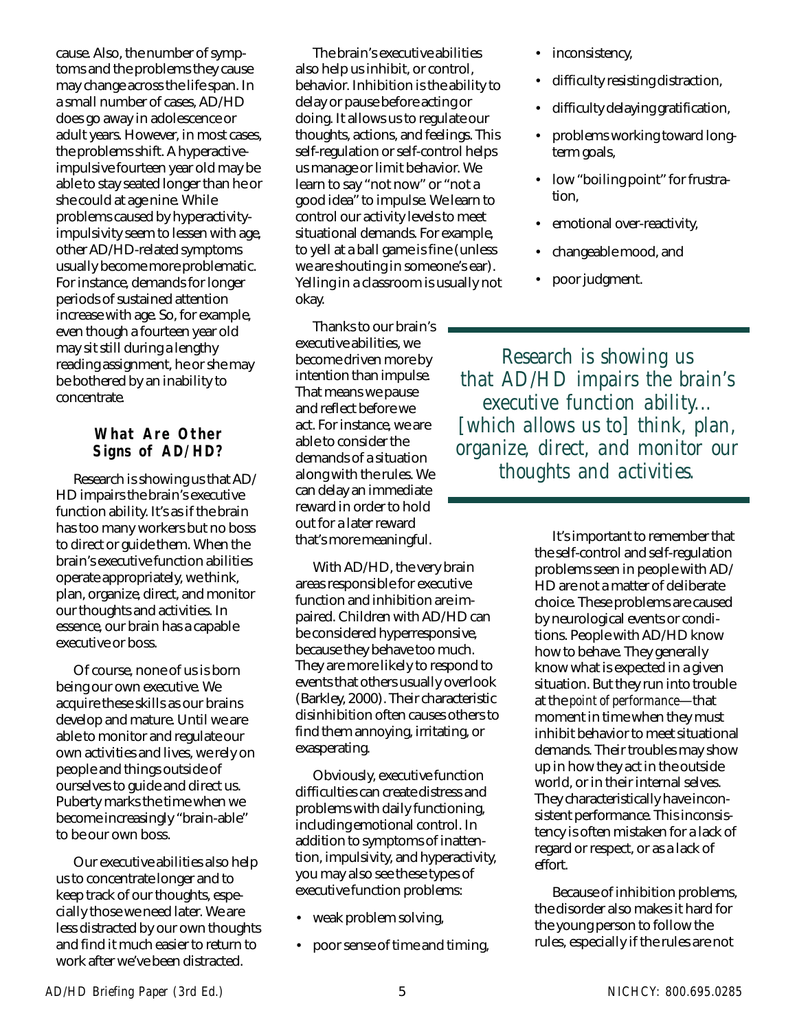cause. Also, the number of symptoms and the problems they cause may change across the life span. In a small number of cases, AD/HD does go away in adolescence or adult years. However, in most cases, the problems shift. A hyperactive-impulsive fourteen year old may be able to stay seated longer than he or she could at age nine. While problems caused by hyperactivity-impulsivity seem to lessen with age, other AD/HD-related symptoms usually become more problematic. For instance, demands for longer periods of sustained attention increase with age. So, for example, even though a fourteen year old may sit still during a lengthy reading assignment, he or she may be bothered by an inability to concentrate.

## What Are Other Signs of AD/HD?

Research is showing us that AD/HD impairs the brain's executive function ability. It's as if the brain has too many workers but no boss to direct or guide them. When the brain's executive function abilities operate appropriately, we think, plan, organize, direct, and monitor our thoughts and activities. In essence, our brain has a capable executive or boss.

Of course, none of us is born being our own executive. We acquire these skills as our brains develop and mature. Until we are able to monitor and regulate our own activities and lives, we rely on people and things outside of ourselves to guide and direct us. Puberty marks the time when we become increasingly "brain-able" to be our own boss.

Our executive abilities also help us to concentrate longer and to keep track of our thoughts, especially those we need later. We are less distracted by our own thoughts and find it much easier to return to work after we've been distracted.

The brain's executive abilities also help us inhibit, or control, behavior. Inhibition is the ability to delay or pause before acting or doing. It allows us to regulate our thoughts, actions, and feelings. This self-regulation or self-control helps us manage or limit behavior. We learn to say "not now" or "not a good idea" to impulse. We learn to control our activity levels to meet situational demands. For example, to yell at a ball game is fine (unless we are shouting in someone's ear). Yelling in a classroom is usually not okay.

Thanks to our brain's executive abilities, we become driven more by intention than impulse. That means we pause and reflect before we act. For instance, we are able to consider the demands of a situation along with the rules. We can delay an immediate reward in order to hold out for a later reward that's more meaningful.

With AD/HD, the very brain areas responsible for executive function and inhibition are impaired. Children with AD/HD can be considered hyperresponsive, because they behave too much. They are more likely to respond to events that others usually overlook (Barkley, 2000). Their characteristic disinhibition often causes others to find them annoying, irritating, or exasperating.

Obviously, executive function difficulties can create distress and problems with daily functioning, including emotional control. In addition to symptoms of inattention, impulsivity, and hyperactivity, you may also see these types of executive function problems:

- weak problem solving,
- poor sense of time and timing,
- inconsistency,
- difficulty resisting distraction,
- difficulty delaying gratification,
- problems working toward long-term goals,
- low "boiling point" for frustration,
- emotional over-reactivity,
- changeable mood, and
- poor judgment.

> *Research is showing us that AD/HD impairs the brain's executive function ability... [which allows us to] think, plan, organize, direct, and monitor our thoughts and activities.*

It's important to remember that the self-control and self-regulation problems seen in people with AD/HD are not a matter of deliberate choice. These problems are caused by neurological events or conditions. People with AD/HD know how to behave. They generally know what is expected in a given situation. But they run into trouble at the *point of performance*—that moment in time when they must inhibit behavior to meet situational demands. Their troubles may show up in how they act in the outside world, or in their internal selves. They characteristically have inconsistent performance. This inconsistency is often mistaken for a lack of regard or respect, or as a lack of effort.

Because of inhibition problems, the disorder also makes it hard for the young person to follow the rules, especially if the rules are not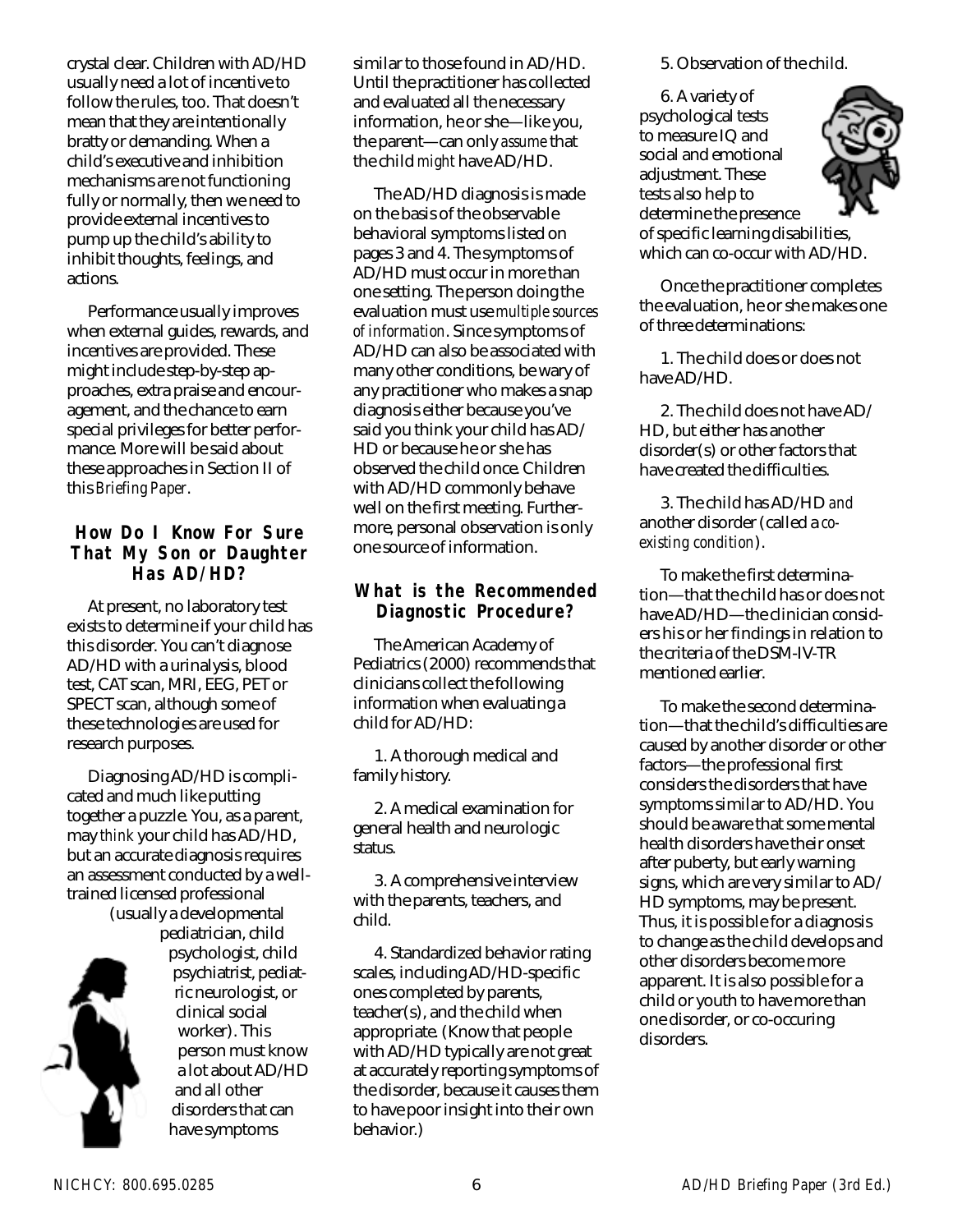crystal clear. Children with AD/HD usually need a lot of incentive to follow the rules, too. That doesn't mean that they are intentionally bratty or demanding. When a child's executive and inhibition mechanisms are not functioning fully or normally, then we need to provide external incentives to pump up the child's ability to inhibit thoughts, feelings, and actions.

Performance usually improves when external guides, rewards, and incentives are provided. These might include step-by-step approaches, extra praise and encouragement, and the chance to earn special privileges for better performance. More will be said about these approaches in Section II of this *Briefing Paper*.

## How Do I Know For Sure That My Son or Daughter Has AD/HD?

At present, no laboratory test exists to determine if your child has this disorder. You can't diagnose AD/HD with a urinalysis, blood test, CAT scan, MRI, EEG, PET or SPECT scan, although some of these technologies are used for research purposes.

Diagnosing AD/HD is complicated and much like putting together a puzzle. You, as a parent, may *think* your child has AD/HD, but an accurate diagnosis requires an assessment conducted by a well-trained licensed professional (usually a developmental pediatrician, child psychologist, child psychiatrist, pediatric neurologist, or clinical social worker). This person must know a lot about AD/HD and all other disorders that can have symptoms similar to those found in AD/HD. Until the practitioner has collected and evaluated all the necessary information, he or she—like you, the parent—can only *assume* that the child *might* have AD/HD.

The AD/HD diagnosis is made on the basis of the observable behavioral symptoms listed on pages 3 and 4. The symptoms of AD/HD must occur in more than one setting. The person doing the evaluation must use *multiple sources of information*. Since symptoms of AD/HD can also be associated with many other conditions, be wary of any practitioner who makes a snap diagnosis either because you've said you think your child has AD/HD or because he or she has observed the child once. Children with AD/HD commonly behave well on the first meeting. Furthermore, personal observation is only one source of information.

## What is the Recommended Diagnostic Procedure?

The American Academy of Pediatrics (2000) recommends that clinicians collect the following information when evaluating a child for AD/HD:

1. A thorough medical and family history.

2. A medical examination for general health and neurologic status.

3. A comprehensive interview with the parents, teachers, and child.

4. Standardized behavior rating scales, including AD/HD-specific ones completed by parents, teacher(s), and the child when appropriate. (Know that people with AD/HD typically are not great at accurately reporting symptoms of the disorder, because it causes them to have poor insight into their own behavior.)

5. Observation of the child.

6. A variety of psychological tests to measure IQ and social and emotional adjustment. These tests also help to determine the presence of specific learning disabilities, which can co-occur with AD/HD.

Once the practitioner completes the evaluation, he or she makes one of three determinations:

1. The child does or does not have AD/HD.

2. The child does not have AD/HD, but either has another disorder(s) or other factors that have created the difficulties.

3. The child has AD/HD *and* another disorder (called a *co-existing condition*).

To make the first determination—that the child has or does not have AD/HD—the clinician considers his or her findings in relation to the criteria of the DSM-IV-TR mentioned earlier.

To make the second determination—that the child's difficulties are caused by another disorder or other factors—the professional first considers the disorders that have symptoms similar to AD/HD. You should be aware that some mental health disorders have their onset after puberty, but early warning signs, which are very similar to AD/HD symptoms, may be present. Thus, it is possible for a diagnosis to change as the child develops and other disorders become more apparent. It is also possible for a child or youth to have more than one disorder, or co-occuring disorders.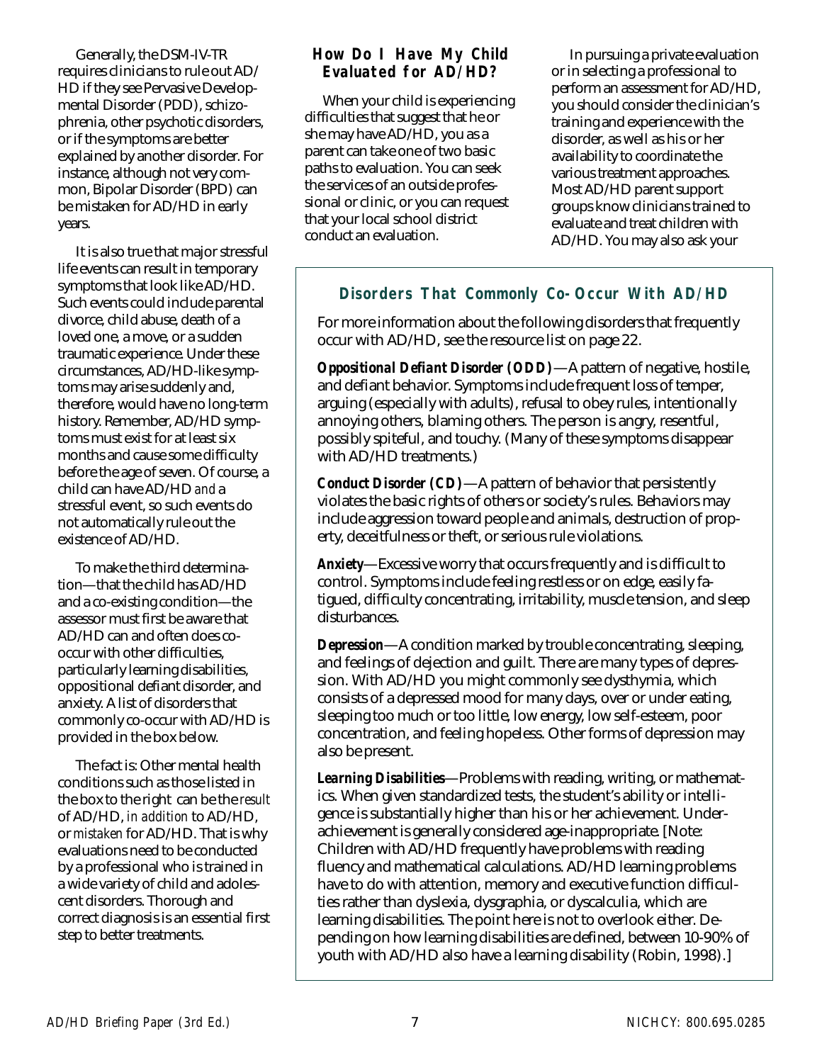Generally, the DSM-IV-TR requires clinicians to rule out AD/HD if they see Pervasive Developmental Disorder (PDD), schizophrenia, other psychotic disorders, or if the symptoms are better explained by another disorder. For instance, although not very common, Bipolar Disorder (BPD) can be mistaken for AD/HD in early years.

It is also true that major stressful life events can result in temporary symptoms that look like AD/HD. Such events could include parental divorce, child abuse, death of a loved one, a move, or a sudden traumatic experience. Under these circumstances, AD/HD-like symptoms may arise suddenly and, therefore, would have no long-term history. Remember, AD/HD symptoms must exist for at least six months and cause some difficulty before the age of seven. Of course, a child can have AD/HD *and* a stressful event, so such events do not automatically rule out the existence of AD/HD.

To make the third determination—that the child has AD/HD and a co-existing condition—the assessor must first be aware that AD/HD can and often does co-occur with other difficulties, particularly learning disabilities, oppositional defiant disorder, and anxiety. A list of disorders that commonly co-occur with AD/HD is provided in the box below.

The fact is: Other mental health conditions such as those listed in the box to the right can be the *result* of AD/HD, *in addition* to AD/HD, or *mistaken* for AD/HD. That is why evaluations need to be conducted by a professional who is trained in a wide variety of child and adolescent disorders. Thorough and correct diagnosis is an essential first step to better treatments.

## How Do I Have My Child Evaluated for AD/HD?

When your child is experiencing difficulties that suggest that he or she may have AD/HD, you as a parent can take one of two basic paths to evaluation. You can seek the services of an outside professional or clinic, or you can request that your local school district conduct an evaluation.

In pursuing a private evaluation or in selecting a professional to perform an assessment for AD/HD, you should consider the clinician's training and experience with the disorder, as well as his or her availability to coordinate the various treatment approaches. Most AD/HD parent support groups know clinicians trained to evaluate and treat children with AD/HD. You may also ask your

### Disorders That Commonly Co-Occur With AD/HD

For more information about the following disorders that frequently occur with AD/HD, see the resource list on page 22.

**Oppositional Defiant Disorder (ODD)**—A pattern of negative, hostile, and defiant behavior. Symptoms include frequent loss of temper, arguing (especially with adults), refusal to obey rules, intentionally annoying others, blaming others. The person is angry, resentful, possibly spiteful, and touchy. (Many of these symptoms disappear with AD/HD treatments.)

**Conduct Disorder (CD)**—A pattern of behavior that persistently violates the basic rights of others or society's rules. Behaviors may include aggression toward people and animals, destruction of property, deceitfulness or theft, or serious rule violations.

**Anxiety**—Excessive worry that occurs frequently and is difficult to control. Symptoms include feeling restless or on edge, easily fatigued, difficulty concentrating, irritability, muscle tension, and sleep disturbances.

**Depression**—A condition marked by trouble concentrating, sleeping, and feelings of dejection and guilt. There are many types of depression. With AD/HD you might commonly see dysthymia, which consists of a depressed mood for many days, over or under eating, sleeping too much or too little, low energy, low self-esteem, poor concentration, and feeling hopeless. Other forms of depression may also be present.

**Learning Disabilities**—Problems with reading, writing, or mathematics. When given standardized tests, the student's ability or intelligence is substantially higher than his or her achievement. Underachievement is generally considered age-inappropriate. [Note: Children with AD/HD frequently have problems with reading fluency and mathematical calculations. AD/HD learning problems have to do with attention, memory and executive function difficulties rather than dyslexia, dysgraphia, or dyscalculia, which are learning disabilities. The point here is not to overlook either. Depending on how learning disabilities are defined, between 10-90% of youth with AD/HD also have a learning disability (Robin, 1998).]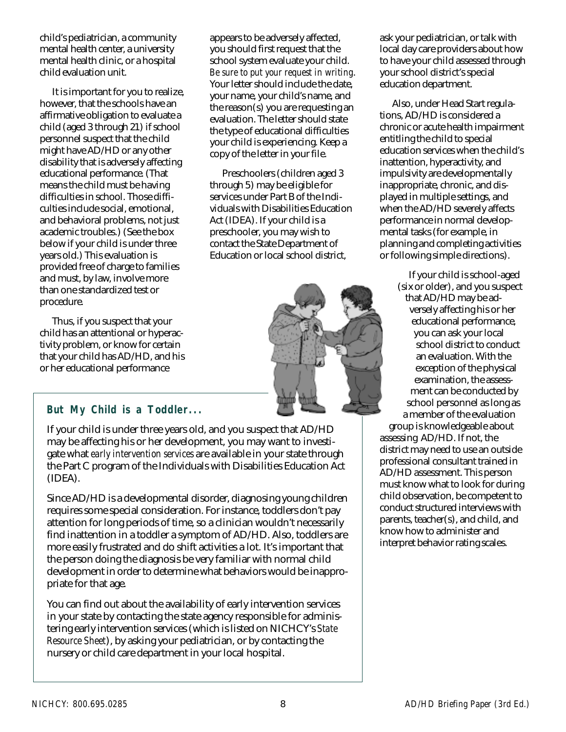child's pediatrician, a community mental health center, a university mental health clinic, or a hospital child evaluation unit.

It is important for you to realize, however, that the schools have an affirmative obligation to evaluate a child (aged 3 through 21) if school personnel suspect that the child might have AD/HD or any other disability that is adversely affecting educational performance. (That means the child must be having difficulties in school. Those difficulties include social, emotional, and behavioral problems, not just academic troubles.) (See the box below if your child is under three years old.) This evaluation is provided free of charge to families and must, by law, involve more than one standardized test or procedure.

Thus, if you suspect that your child has an attentional or hyperactivity problem, or know for certain that your child has AD/HD, and his or her educational performance appears to be adversely affected, you should first request that the school system evaluate your child. *Be sure to put your request in writing*. Your letter should include the date, your name, your child's name, and the reason(s) you are requesting an evaluation. The letter should state the type of educational difficulties your child is experiencing. Keep a copy of the letter in your file.

Preschoolers (children aged 3 through 5) may be eligible for services under Part B of the Individuals with Disabilities Education Act (IDEA). If your child is a preschooler, you may wish to contact the State Department of Education or local school district, ask your pediatrician, or talk with local day care providers about how to have your child assessed through your school district's special education department.

Also, under Head Start regulations, AD/HD is considered a chronic or acute health impairment entitling the child to special education services when the child's inattention, hyperactivity, and impulsivity are developmentally inappropriate, chronic, and displayed in multiple settings, and when the AD/HD severely affects performance in normal developmental tasks (for example, in planning and completing activities or following simple directions).

If your child is school-aged (six or older), and you suspect that AD/HD may be adversely affecting his or her educational performance, you can ask your local school district to conduct an evaluation. With the exception of the physical examination, the assessment can be conducted by school personnel as long as a member of the evaluation group is knowledgeable about assessing AD/HD. If not, the district may need to use an outside professional consultant trained in AD/HD assessment. This person must know what to look for during child observation, be competent to conduct structured interviews with parents, teacher(s), and child, and know how to administer and interpret behavior rating scales.

### But My Child is a Toddler...

If your child is under three years old, and you suspect that AD/HD may be affecting his or her development, you may want to investigate what *early intervention services* are available in your state through the Part C program of the Individuals with Disabilities Education Act (IDEA).

Since AD/HD is a developmental disorder, diagnosing young children requires some special consideration. For instance, toddlers don't pay attention for long periods of time, so a clinician wouldn't necessarily find inattention in a toddler a symptom of AD/HD. Also, toddlers are more easily frustrated and do shift activities a lot. It's important that the person doing the diagnosis be very familiar with normal child development in order to determine what behaviors would be inappropriate for that age.

You can find out about the availability of early intervention services in your state by contacting the state agency responsible for administering early intervention services (which is listed on NICHCY's *State Resource Sheet*), by asking your pediatrician, or by contacting the nursery or child care department in your local hospital.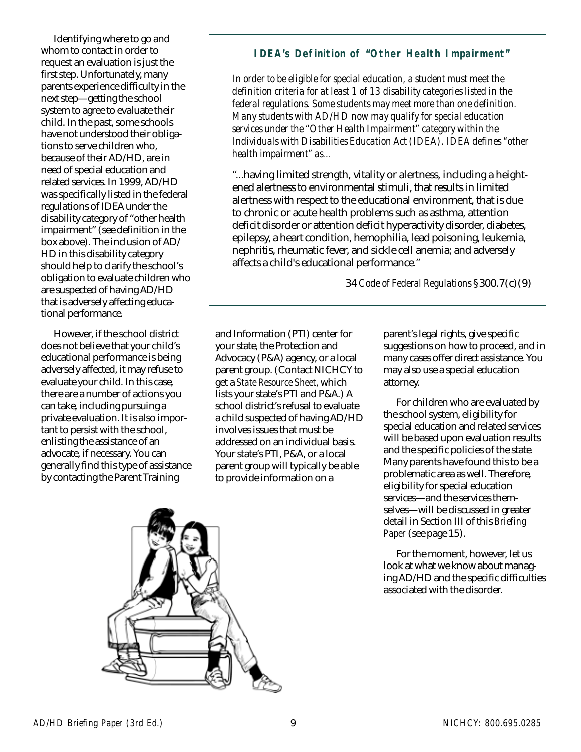Identifying where to go and whom to contact in order to request an evaluation is just the first step. Unfortunately, many parents experience difficulty in the next step—getting the school system to agree to evaluate their child. In the past, some schools have not understood their obligations to serve children who, because of their AD/HD, are in need of special education and related services. In 1999, AD/HD was specifically listed in the federal regulations of IDEA under the disability category of "other health impairment" (see definition in the box above). The inclusion of AD/HD in this disability category should help to clarify the school's obligation to evaluate children who are suspected of having AD/HD that is adversely affecting educational performance.

> ### IDEA's Definition of "Other Health Impairment"
>
> *In order to be eligible for special education, a student must meet the definition criteria for at least 1 of 13 disability categories listed in the federal regulations. Some students may meet more than one definition. Many students with AD/HD now may qualify for special education services under the "Other Health Impairment" category within the Individuals with Disabilities Education Act (IDEA). IDEA defines "other health impairment" as...*
>
> "...having limited strength, vitality or alertness, including a heightened alertness to environmental stimuli, that results in limited alertness with respect to the educational environment, that is due to chronic or acute health problems such as asthma, attention deficit disorder or attention deficit hyperactivity disorder, diabetes, epilepsy, a heart condition, hemophilia, lead poisoning, leukemia, nephritis, rheumatic fever, and sickle cell anemia; and adversely affects a child's educational performance."
>
> 34 *Code of Federal Regulations* §300.7(c)(9)

However, if the school district does not believe that your child's educational performance is being adversely affected, it may refuse to evaluate your child. In this case, there are a number of actions you can take, including pursuing a private evaluation. It is also important to persist with the school, enlisting the assistance of an advocate, if necessary. You can generally find this type of assistance by contacting the Parent Training and Information (PTI) center for your state, the Protection and Advocacy (P&A) agency, or a local parent group. (Contact NICHCY to get a *State Resource Sheet*, which lists your state's PTI and P&A.) A school district's refusal to evaluate a child suspected of having AD/HD involves issues that must be addressed on an individual basis. Your state's PTI, P&A, or a local parent group will typically be able to provide information on a parent's legal rights, give specific suggestions on how to proceed, and in many cases offer direct assistance. You may also use a special education attorney.

For children who are evaluated by the school system, eligibility for special education and related services will be based upon evaluation results and the specific policies of the state. Many parents have found this to be a problematic area as well. Therefore, eligibility for special education services—and the services themselves—will be discussed in greater detail in Section III of this *Briefing Paper* (see page 15).

For the moment, however, let us look at what we know about managing AD/HD and the specific difficulties associated with the disorder.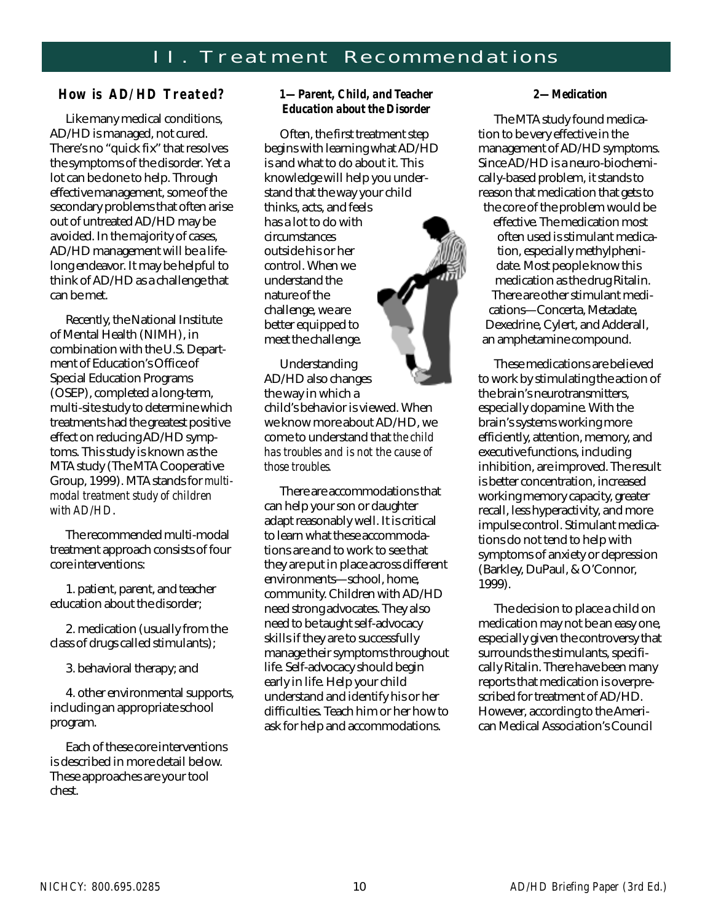# II. Treatment Recommendations

## How is AD/HD Treated?

Like many medical conditions, AD/HD is managed, not cured. There's no "quick fix" that resolves the symptoms of the disorder. Yet a lot can be done to help. Through effective management, some of the secondary problems that often arise out of untreated AD/HD may be avoided. In the majority of cases, AD/HD management will be a life-long endeavor. It may be helpful to think of AD/HD as a challenge that can be met.

Recently, the National Institute of Mental Health (NIMH), in combination with the U.S. Department of Education's Office of Special Education Programs (OSEP), completed a long-term, multi-site study to determine which treatments had the greatest positive effect on reducing AD/HD symptoms. This study is known as the MTA study (The MTA Cooperative Group, 1999). MTA stands for *multi-modal treatment study of children with AD/HD*.

The recommended multi-modal treatment approach consists of four core interventions:

1. patient, parent, and teacher education about the disorder;

2. medication (usually from the class of drugs called stimulants);

3. behavioral therapy; and

4. other environmental supports, including an appropriate school program.

Each of these core interventions is described in more detail below. These approaches are your tool chest.

### 1—Parent, Child, and Teacher Education about the Disorder

Often, the first treatment step begins with learning what AD/HD is and what to do about it. This knowledge will help you understand that the way your child thinks, acts, and feels has a lot to do with circumstances outside his or her control. When we understand the nature of the challenge, we are better equipped to meet the challenge.

Understanding AD/HD also changes the way in which a child's behavior is viewed. When we know more about AD/HD, we come to understand that *the child has troubles and is not the cause of those troubles.*

There are accommodations that can help your son or daughter adapt reasonably well. It is critical to learn what these accommodations are and to work to see that they are put in place across different environments—school, home, community. Children with AD/HD need strong advocates. They also need to be taught self-advocacy skills if they are to successfully manage their symptoms throughout life. Self-advocacy should begin early in life. Help your child understand and identify his or her difficulties. Teach him or her how to ask for help and accommodations.

### 2—Medication

The MTA study found medication to be very effective in the management of AD/HD symptoms. Since AD/HD is a neuro-biochemically-based problem, it stands to reason that medication that gets to the core of the problem would be effective. The medication most often used is stimulant medication, especially methylphenidate. Most people know this medication as the drug Ritalin. There are other stimulant medications—Concerta, Metadate, Dexedrine, Cylert, and Adderall, an amphetamine compound.

These medications are believed to work by stimulating the action of the brain's neurotransmitters, especially dopamine. With the brain's systems working more efficiently, attention, memory, and executive functions, including inhibition, are improved. The result is better concentration, increased working memory capacity, greater recall, less hyperactivity, and more impulse control. Stimulant medications do not tend to help with symptoms of anxiety or depression (Barkley, DuPaul, & O'Connor, 1999).

The decision to place a child on medication may not be an easy one, especially given the controversy that surrounds the stimulants, specifically Ritalin. There have been many reports that medication is overprescribed for treatment of AD/HD. However, according to the American Medical Association's Council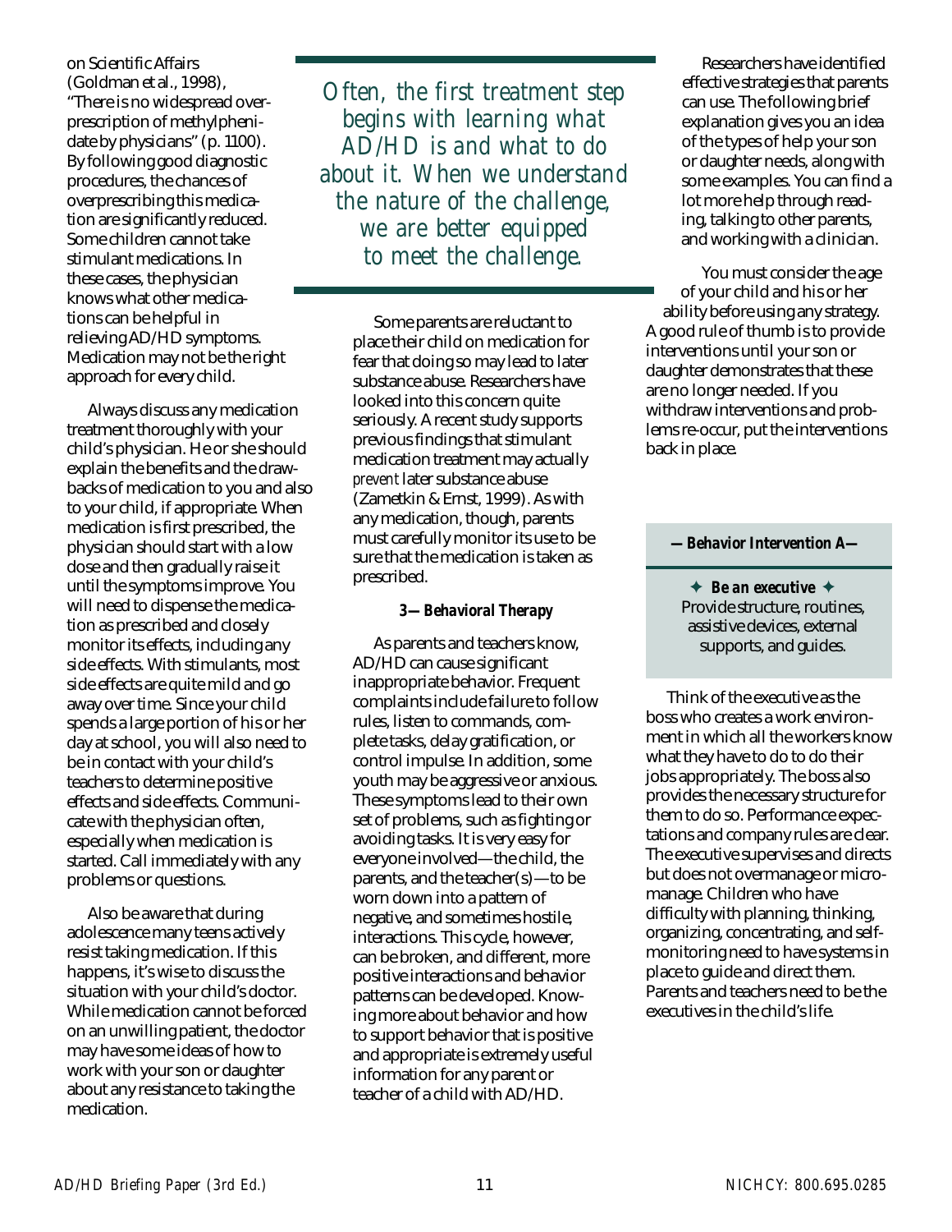on Scientific Affairs (Goldman et al., 1998), "There is no widespread over-prescription of methylphenidate by physicians" (p. 1100). By following good diagnostic procedures, the chances of overprescribing this medication are significantly reduced. Some children cannot take stimulant medications. In these cases, the physician knows what other medications can be helpful in relieving AD/HD symptoms. Medication may not be the right approach for every child.

Always discuss any medication treatment thoroughly with your child's physician. He or she should explain the benefits and the drawbacks of medication to you and also to your child, if appropriate. When medication is first prescribed, the physician should start with a low dose and then gradually raise it until the symptoms improve. You will need to dispense the medication as prescribed and closely monitor its effects, including any side effects. With stimulants, most side effects are quite mild and go away over time. Since your child spends a large portion of his or her day at school, you will also need to be in contact with your child's teachers to determine positive effects and side effects. Communicate with the physician often, especially when medication is started. Call immediately with any problems or questions.

Also be aware that during adolescence many teens actively resist taking medication. If this happens, it's wise to discuss the situation with your child's doctor. While medication cannot be forced on an unwilling patient, the doctor may have some ideas of how to work with your son or daughter about any resistance to taking the medication.

> *Often, the first treatment step begins with learning what AD/HD is and what to do about it. When we understand the nature of the challenge, we are better equipped to meet the challenge.*

Some parents are reluctant to place their child on medication for fear that doing so may lead to later substance abuse. Researchers have looked into this concern quite seriously. A recent study supports previous findings that stimulant medication treatment may actually *prevent* later substance abuse (Zametkin & Ernst, 1999). As with any medication, though, parents must carefully monitor its use to be sure that the medication is taken as prescribed.

### 3—Behavioral Therapy

As parents and teachers know, AD/HD can cause significant inappropriate behavior. Frequent complaints include failure to follow rules, listen to commands, complete tasks, delay gratification, or control impulse. In addition, some youth may be aggressive or anxious. These symptoms lead to their own set of problems, such as fighting or avoiding tasks. It is very easy for everyone involved—the child, the parents, and the teacher(s)—to be worn down into a pattern of negative, and sometimes hostile, interactions. This cycle, however, can be broken, and different, more positive interactions and behavior patterns can be developed. Knowing more about behavior and how to support behavior that is positive and appropriate is extremely useful information for any parent or teacher of a child with AD/HD.

Researchers have identified effective strategies that parents can use. The following brief explanation gives you an idea of the types of help your son or daughter needs, along with some examples. You can find a lot more help through reading, talking to other parents, and working with a clinician.

You must consider the age of your child and his or her ability before using any strategy. A good rule of thumb is to provide interventions until your son or daughter demonstrates that these are no longer needed. If you withdraw interventions and problems re-occur, put the interventions back in place.

**—Behavior Intervention A—**

**✦ *Be an executive* ✦**
Provide structure, routines, assistive devices, external supports, and guides.

Think of the executive as the boss who creates a work environment in which all the workers know what they have to do to do their jobs appropriately. The boss also provides the necessary structure for them to do so. Performance expectations and company rules are clear. The executive supervises and directs but does not overmanage or micromanage. Children who have difficulty with planning, thinking, organizing, concentrating, and self-monitoring need to have systems in place to guide and direct them. Parents and teachers need to be the executives in the child's life.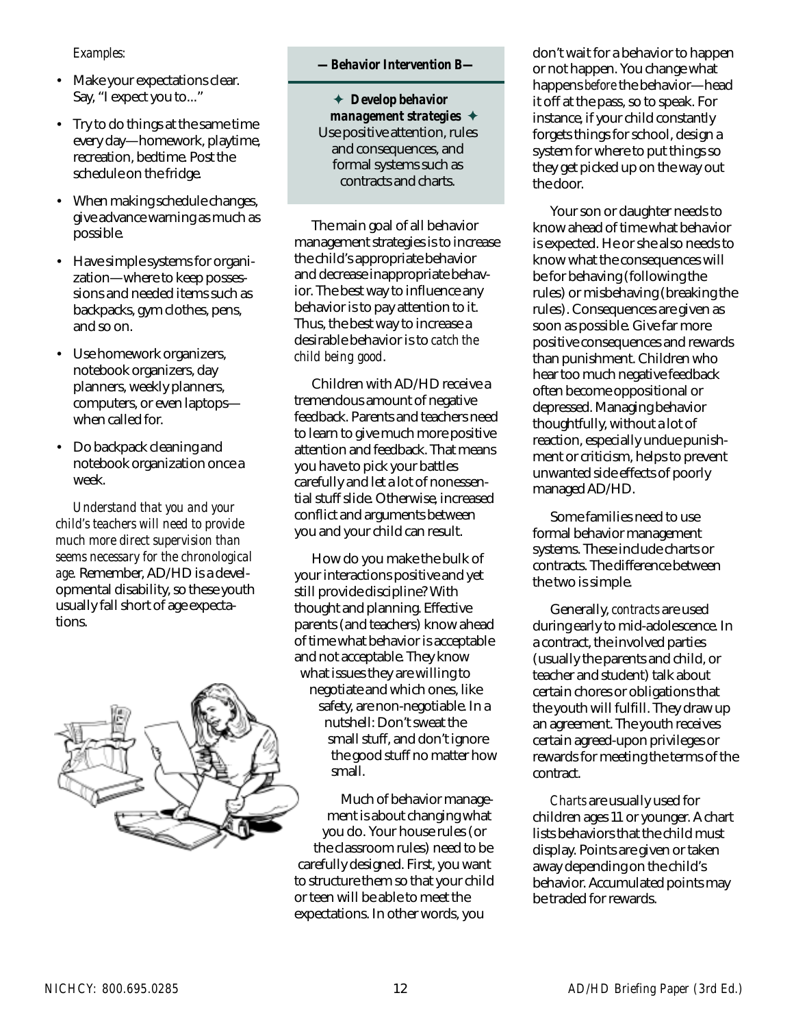*Examples:*

- Make your expectations clear. Say, "I expect you to..."
- Try to do things at the same time every day—homework, playtime, recreation, bedtime. Post the schedule on the fridge.
- When making schedule changes, give advance warning as much as possible.
- Have simple systems for organization—where to keep possessions and needed items such as backpacks, gym clothes, pens, and so on.
- Use homework organizers, notebook organizers, day planners, weekly planners, computers, or even laptops—when called for.
- Do backpack cleaning and notebook organization once a week.

*Understand that you and your child's teachers will need to provide much more direct supervision than seems necessary for the chronological age.* Remember, AD/HD is a developmental disability, so these youth usually fall short of age expectations.

**—Behavior Intervention B—**

✦ ***Develop behavior management strategies*** ✦
Use positive attention, rules and consequences, and formal systems such as contracts and charts.

The main goal of all behavior management strategies is to increase the child's appropriate behavior and decrease inappropriate behavior. The best way to influence any behavior is to pay attention to it. Thus, the best way to increase a desirable behavior is to *catch the child being good*.

Children with AD/HD receive a tremendous amount of negative feedback. Parents and teachers need to learn to give much more positive attention and feedback. That means you have to pick your battles carefully and let a lot of nonessential stuff slide. Otherwise, increased conflict and arguments between you and your child can result.

How do you make the bulk of your interactions positive and yet still provide discipline? With thought and planning. Effective parents (and teachers) know ahead of time what behavior is acceptable and not acceptable. They know what issues they are willing to negotiate and which ones, like safety, are non-negotiable. In a nutshell: Don't sweat the small stuff, and don't ignore the good stuff no matter how small.

Much of behavior management is about changing what you do. Your house rules (or the classroom rules) need to be carefully designed. First, you want to structure them so that your child or teen will be able to meet the expectations. In other words, you don't wait for a behavior to happen or not happen. You change what happens *before* the behavior—head it off at the pass, so to speak. For instance, if your child constantly forgets things for school, design a system for where to put things so they get picked up on the way out the door.

Your son or daughter needs to know ahead of time what behavior is expected. He or she also needs to know what the consequences will be for behaving (following the rules) or misbehaving (breaking the rules). Consequences are given as soon as possible. Give far more positive consequences and rewards than punishment. Children who hear too much negative feedback often become oppositional or depressed. Managing behavior thoughtfully, without a lot of reaction, especially undue punishment or criticism, helps to prevent unwanted side effects of poorly managed AD/HD.

Some families need to use formal behavior management systems. These include charts or contracts. The difference between the two is simple.

Generally, *contracts* are used during early to mid-adolescence. In a contract, the involved parties (usually the parents and child, or teacher and student) talk about certain chores or obligations that the youth will fulfill. They draw up an agreement. The youth receives certain agreed-upon privileges or rewards for meeting the terms of the contract.

*Charts* are usually used for children ages 11 or younger. A chart lists behaviors that the child must display. Points are given or taken away depending on the child's behavior. Accumulated points may be traded for rewards.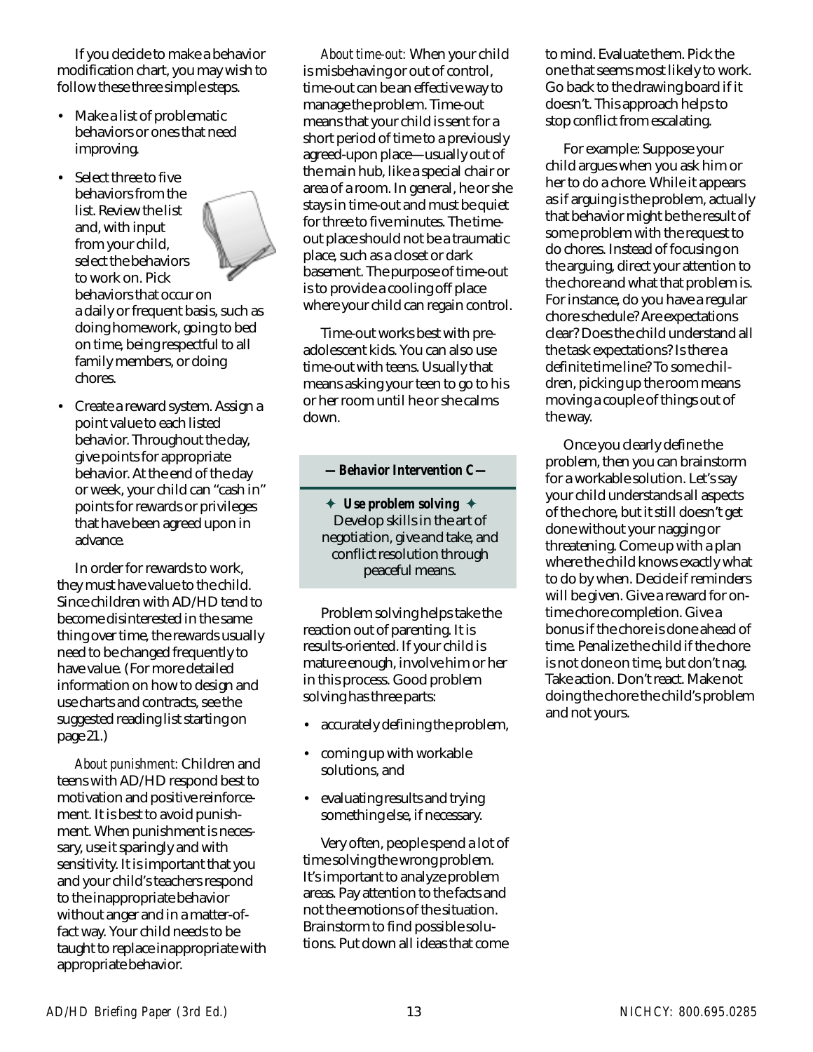If you decide to make a behavior modification chart, you may wish to follow these three simple steps.

- Make a list of problematic behaviors or ones that need improving.
- Select three to five behaviors from the list. Review the list and, with input from your child, select the behaviors to work on. Pick behaviors that occur on a daily or frequent basis, such as doing homework, going to bed on time, being respectful to all family members, or doing chores.
- Create a reward system. Assign a point value to each listed behavior. Throughout the day, give points for appropriate behavior. At the end of the day or week, your child can "cash in" points for rewards or privileges that have been agreed upon in advance.

In order for rewards to work, they must have value to the child. Since children with AD/HD tend to become disinterested in the same thing over time, the rewards usually need to be changed frequently to have value. (For more detailed information on how to design and use charts and contracts, see the suggested reading list starting on page 21.)

*About punishment:* Children and teens with AD/HD respond best to motivation and positive reinforcement. It is best to avoid punishment. When punishment is necessary, use it sparingly and with sensitivity. It is important that you and your child's teachers respond to the inappropriate behavior without anger and in a matter-of-fact way. Your child needs to be taught to replace inappropriate with appropriate behavior.

*About time-out:* When your child is misbehaving or out of control, time-out can be an effective way to manage the problem. Time-out means that your child is sent for a short period of time to a previously agreed-upon place—usually out of the main hub, like a special chair or area of a room. In general, he or she stays in time-out and must be quiet for three to five minutes. The time-out place should not be a traumatic place, such as a closet or dark basement. The purpose of time-out is to provide a cooling off place where your child can regain control.

Time-out works best with pre-adolescent kids. You can also use time-out with teens. Usually that means asking your teen to go to his or her room until he or she calms down.

**— Behavior Intervention C —**

**✦ Use problem solving ✦**
Develop skills in the art of negotiation, give and take, and conflict resolution through peaceful means.

Problem solving helps take the reaction out of parenting. It is results-oriented. If your child is mature enough, involve him or her in this process. Good problem solving has three parts:

- accurately defining the problem,
- coming up with workable solutions, and
- evaluating results and trying something else, if necessary.

Very often, people spend a lot of time solving the wrong problem. It's important to analyze problem areas. Pay attention to the facts and not the emotions of the situation. Brainstorm to find possible solutions. Put down all ideas that come to mind. Evaluate them. Pick the one that seems most likely to work. Go back to the drawing board if it doesn't. This approach helps to stop conflict from escalating.

For example: Suppose your child argues when you ask him or her to do a chore. While it appears as if arguing is the problem, actually that behavior might be the result of some problem with the request to do chores. Instead of focusing on the arguing, direct your attention to the chore and what that problem is. For instance, do you have a regular chore schedule? Are expectations clear? Does the child understand all the task expectations? Is there a definite time line? To some children, picking up the room means moving a couple of things out of the way.

Once you clearly define the problem, then you can brainstorm for a workable solution. Let's say your child understands all aspects of the chore, but it still doesn't get done without your nagging or threatening. Come up with a plan where the child knows exactly what to do by when. Decide if reminders will be given. Give a reward for on-time chore completion. Give a bonus if the chore is done ahead of time. Penalize the child if the chore is not done on time, but don't nag. Take action. Don't react. Make not doing the chore the child's problem and not yours.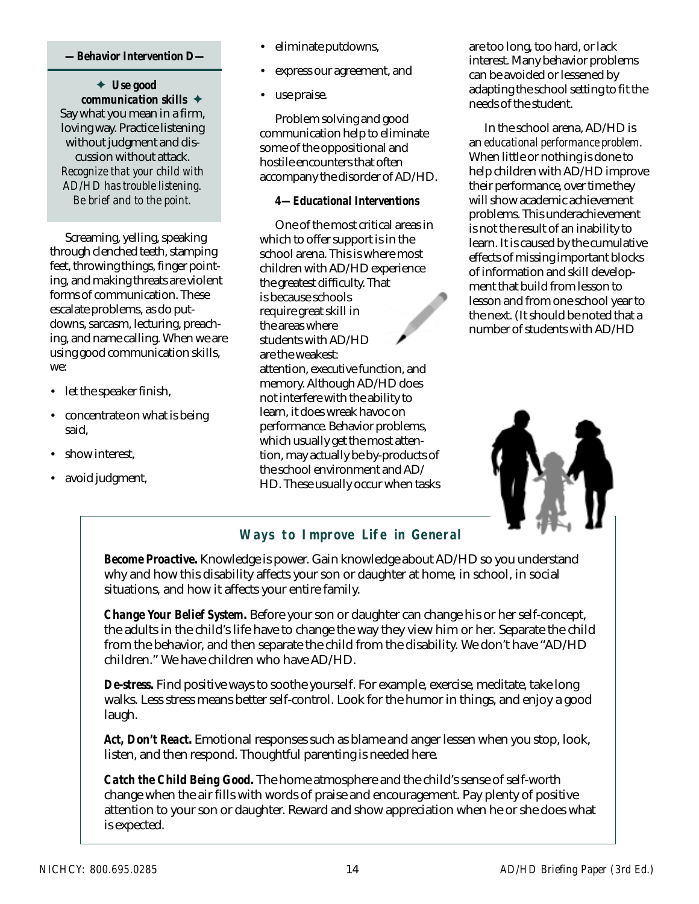**— Behavior Intervention D —**

✦ ***Use good communication skills*** ✦

Say what you mean in a firm, loving way. Practice listening without judgment and discussion without attack. *Recognize that your child with AD/HD has trouble listening. Be brief and to the point.*

Screaming, yelling, speaking through clenched teeth, stamping feet, throwing things, finger pointing, and making threats are violent forms of communication. These escalate problems, as do put-downs, sarcasm, lecturing, preaching, and name calling. When we are using good communication skills, we:

- let the speaker finish,
- concentrate on what is being said,
- show interest,
- avoid judgment,
- eliminate putdowns,
- express our agreement, and
- use praise.

Problem solving and good communication help to eliminate some of the oppositional and hostile encounters that often accompany the disorder of AD/HD.

**4—Educational Interventions**

One of the most critical areas in which to offer support is in the school arena. This is where most children with AD/HD experience the greatest difficulty. That is because schools require great skill in the areas where students with AD/HD are the weakest: attention, executive function, and memory. Although AD/HD does not interfere with the ability to learn, it does wreak havoc on performance. Behavior problems, which usually get the most attention, may actually be by-products of the school environment and AD/HD. These usually occur when tasks are too long, too hard, or lack interest. Many behavior problems can be avoided or lessened by adapting the school setting to fit the needs of the student.

In the school arena, AD/HD is an *educational performance problem*. When little or nothing is done to help children with AD/HD improve their performance, over time they will show academic achievement problems. This underachievement is not the result of an inability to learn. It is caused by the cumulative effects of missing important blocks of information and skill development that build from lesson to lesson and from one school year to the next. (It should be noted that a number of students with AD/HD

## Ways to Improve Life in General

***Become Proactive.*** Knowledge is power. Gain knowledge about AD/HD so you understand why and how this disability affects your son or daughter at home, in school, in social situations, and how it affects your entire family.

***Change Your Belief System.*** Before your son or daughter can change his or her self-concept, the adults in the child's life have to change the way they view him or her. Separate the child from the behavior, and then separate the child from the disability. We don't have "AD/HD children." We have children who have AD/HD.

***De-stress.*** Find positive ways to soothe yourself. For example, exercise, meditate, take long walks. Less stress means better self-control. Look for the humor in things, and enjoy a good laugh.

***Act, Don't React.*** Emotional responses such as blame and anger lessen when you stop, look, listen, and then respond. Thoughtful parenting is needed here.

***Catch the Child Being Good.*** The home atmosphere and the child's sense of self-worth change when the air fills with words of praise and encouragement. Pay plenty of positive attention to your son or daughter. Reward and show appreciation when he or she does what is expected.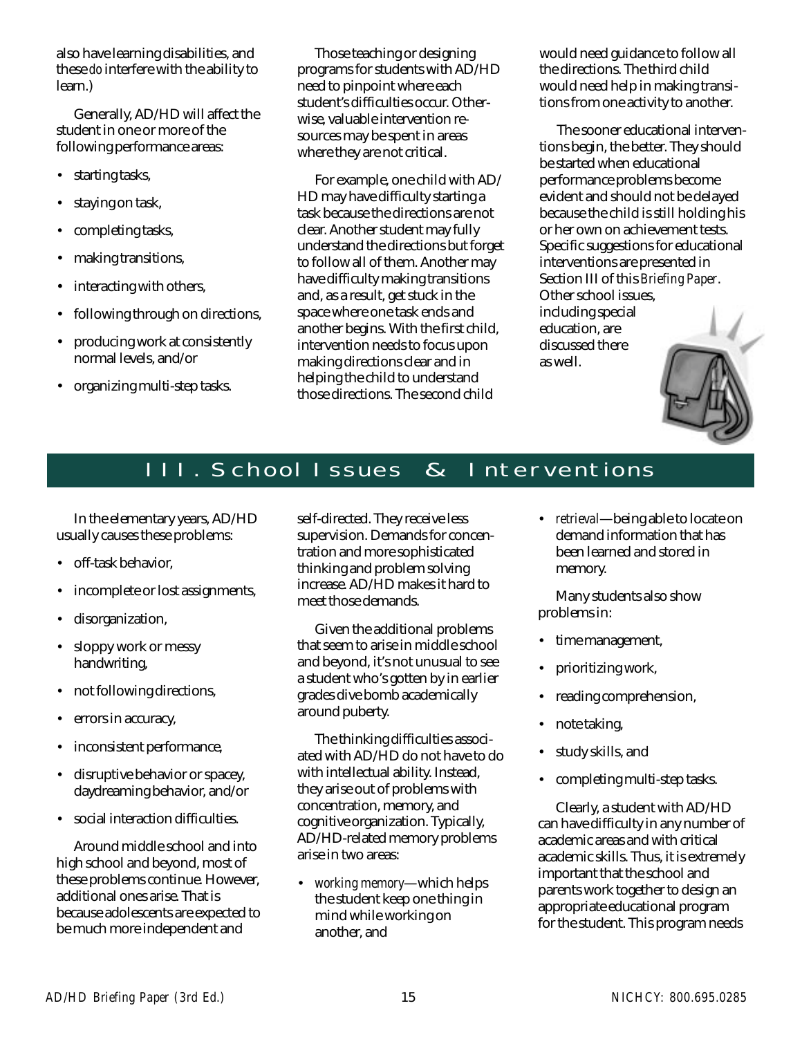also have learning disabilities, and these *do* interfere with the ability to learn.)

Generally, AD/HD will affect the student in one or more of the following performance areas:

- starting tasks,
- staying on task,
- completing tasks,
- making transitions,
- interacting with others,
- following through on directions,
- producing work at consistently normal levels, and/or
- organizing multi-step tasks.

Those teaching or designing programs for students with AD/HD need to pinpoint where each student's difficulties occur. Otherwise, valuable intervention resources may be spent in areas where they are not critical.

For example, one child with AD/HD may have difficulty starting a task because the directions are not clear. Another student may fully understand the directions but forget to follow all of them. Another may have difficulty making transitions and, as a result, get stuck in the space where one task ends and another begins. With the first child, intervention needs to focus upon making directions clear and in helping the child to understand those directions. The second child would need guidance to follow all the directions. The third child would need help in making transitions from one activity to another.

The sooner educational interventions begin, the better. They should be started when educational performance problems become evident and should not be delayed because the child is still holding his or her own on achievement tests. Specific suggestions for educational interventions are presented in Section III of this *Briefing Paper*. Other school issues, including special education, are discussed there as well.

## III. School Issues & Interventions

In the elementary years, AD/HD usually causes these problems:

- off-task behavior,
- incomplete or lost assignments,
- disorganization,
- sloppy work or messy handwriting,
- not following directions,
- errors in accuracy,
- inconsistent performance,
- disruptive behavior or spacey, daydreaming behavior, and/or
- social interaction difficulties.

Around middle school and into high school and beyond, most of these problems continue. However, additional ones arise. That is because adolescents are expected to be much more independent and self-directed. They receive less supervision. Demands for concentration and more sophisticated thinking and problem solving increase. AD/HD makes it hard to meet those demands.

Given the additional problems that seem to arise in middle school and beyond, it's not unusual to see a student who's gotten by in earlier grades dive bomb academically around puberty.

The thinking difficulties associated with AD/HD do not have to do with intellectual ability. Instead, they arise out of problems with concentration, memory, and cognitive organization. Typically, AD/HD-related memory problems arise in two areas:

- *working memory*—which helps the student keep one thing in mind while working on another, and
- *retrieval*—being able to locate on demand information that has been learned and stored in memory.

Many students also show problems in:

- time management,
- prioritizing work,
- reading comprehension,
- note taking,
- study skills, and
- completing multi-step tasks.

Clearly, a student with AD/HD can have difficulty in any number of academic areas and with critical academic skills. Thus, it is extremely important that the school and parents work together to design an appropriate educational program for the student. This program needs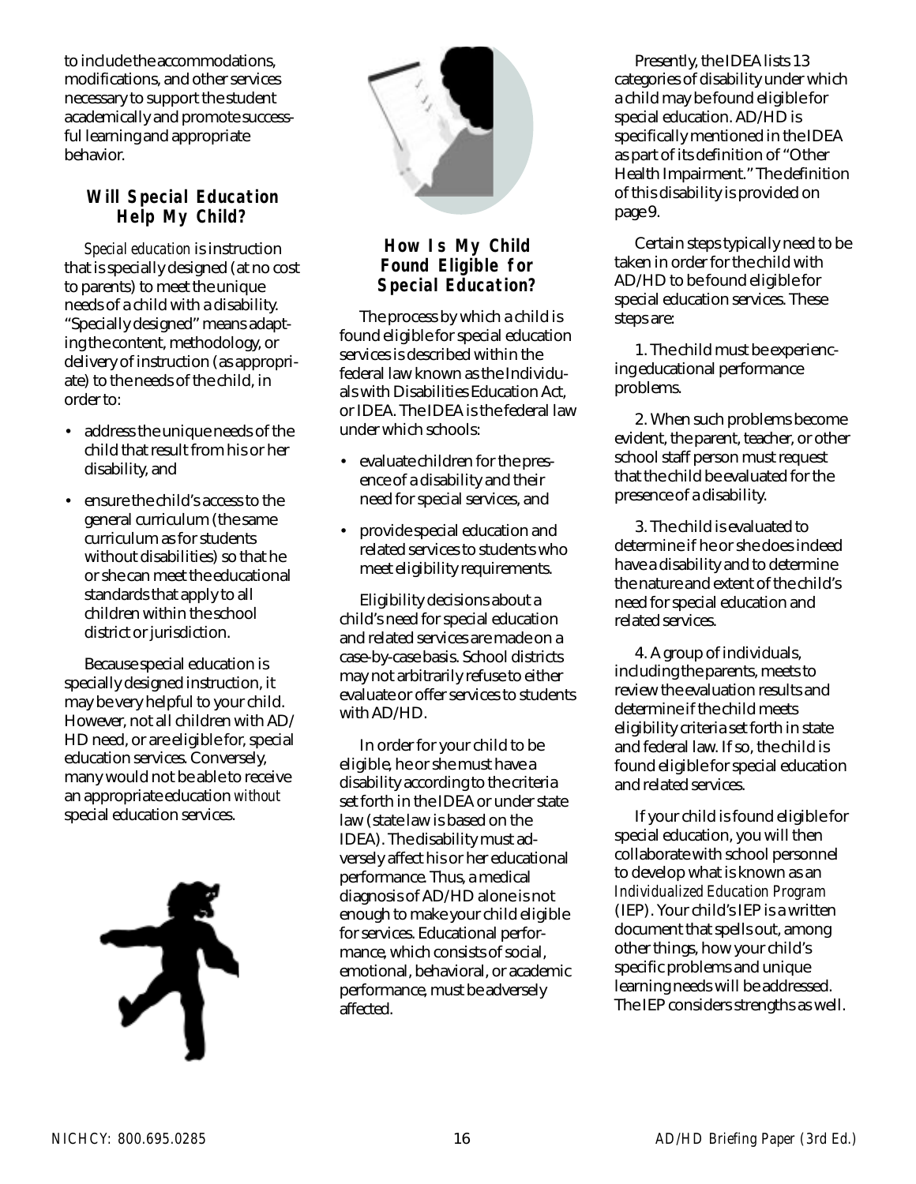to include the accommodations, modifications, and other services necessary to support the student academically and promote successful learning and appropriate behavior.

### Will Special Education Help My Child?

*Special education* is instruction that is specially designed (at no cost to parents) to meet the unique needs of a child with a disability. "Specially designed" means adapting the content, methodology, or delivery of instruction (as appropriate) to the needs of the child, in order to:

- address the unique needs of the child that result from his or her disability, and
- ensure the child's access to the general curriculum (the same curriculum as for students without disabilities) so that he or she can meet the educational standards that apply to all children within the school district or jurisdiction.

Because special education is specially designed instruction, it may be very helpful to your child. However, not all children with AD/HD need, or are eligible for, special education services. Conversely, many would not be able to receive an appropriate education *without* special education services.

### How Is My Child Found Eligible for Special Education?

The process by which a child is found eligible for special education services is described within the federal law known as the Individuals with Disabilities Education Act, or IDEA. The IDEA is the federal law under which schools:

- evaluate children for the presence of a disability and their need for special services, and
- provide special education and related services to students who meet eligibility requirements.

Eligibility decisions about a child's need for special education and related services are made on a case-by-case basis. School districts may not arbitrarily refuse to either evaluate or offer services to students with AD/HD.

In order for your child to be eligible, he or she must have a disability according to the criteria set forth in the IDEA or under state law (state law is based on the IDEA). The disability must adversely affect his or her educational performance. Thus, a medical diagnosis of AD/HD alone is not enough to make your child eligible for services. Educational performance, which consists of social, emotional, behavioral, or academic performance, must be adversely affected.

Presently, the IDEA lists 13 categories of disability under which a child may be found eligible for special education. AD/HD is specifically mentioned in the IDEA as part of its definition of "Other Health Impairment." The definition of this disability is provided on page 9.

Certain steps typically need to be taken in order for the child with AD/HD to be found eligible for special education services. These steps are:

1. The child must be experiencing educational performance problems.

2. When such problems become evident, the parent, teacher, or other school staff person must request that the child be evaluated for the presence of a disability.

3. The child is evaluated to determine if he or she does indeed have a disability and to determine the nature and extent of the child's need for special education and related services.

4. A group of individuals, including the parents, meets to review the evaluation results and determine if the child meets eligibility criteria set forth in state and federal law. If so, the child is found eligible for special education and related services.

If your child is found eligible for special education, you will then collaborate with school personnel to develop what is known as an *Individualized Education Program* (IEP). Your child's IEP is a written document that spells out, among other things, how your child's specific problems and unique learning needs will be addressed. The IEP considers strengths as well.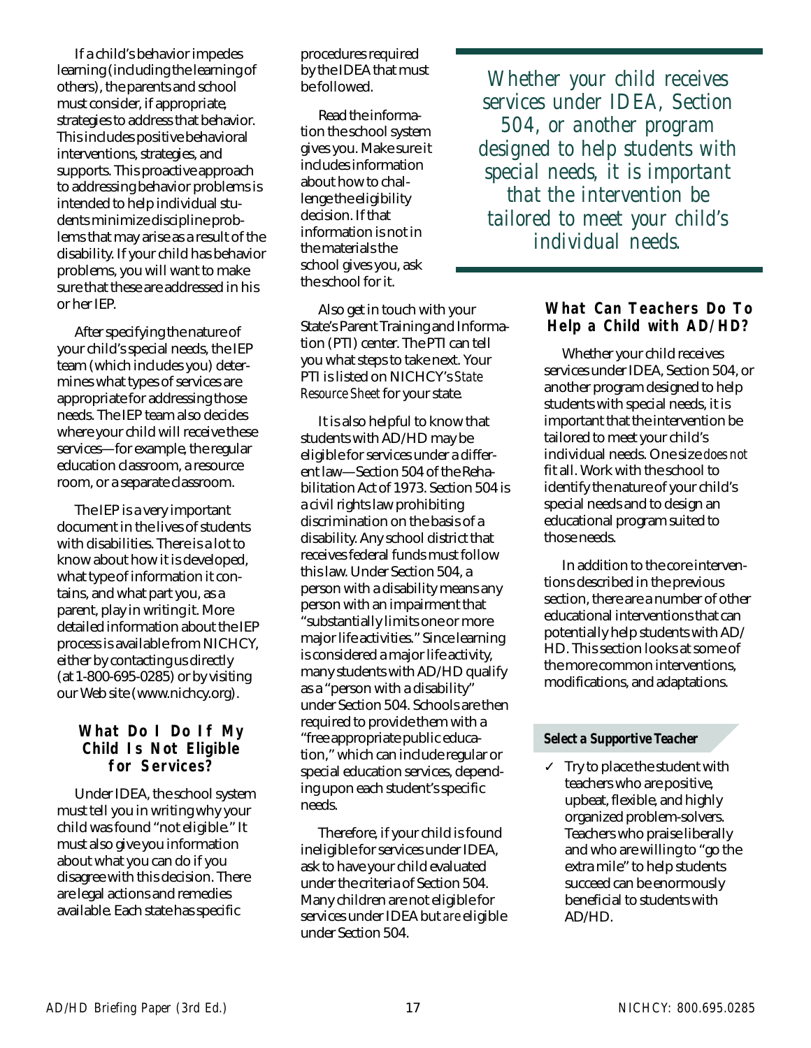If a child's behavior impedes learning (including the learning of others), the parents and school must consider, if appropriate, strategies to address that behavior. This includes positive behavioral interventions, strategies, and supports. This proactive approach to addressing behavior problems is intended to help individual students minimize discipline problems that may arise as a result of the disability. If your child has behavior problems, you will want to make sure that these are addressed in his or her IEP.

After specifying the nature of your child's special needs, the IEP team (which includes you) determines what types of services are appropriate for addressing those needs. The IEP team also decides where your child will receive these services—for example, the regular education classroom, a resource room, or a separate classroom.

The IEP is a very important document in the lives of students with disabilities. There is a lot to know about how it is developed, what type of information it contains, and what part you, as a parent, play in writing it. More detailed information about the IEP process is available from NICHCY, either by contacting us directly (at 1-800-695-0285) or by visiting our Web site (www.nichcy.org).

### What Do I Do If My Child Is Not Eligible for Services?

Under IDEA, the school system must tell you in writing why your child was found "not eligible." It must also give you information about what you can do if you disagree with this decision. There are legal actions and remedies available. Each state has specific procedures required by the IDEA that must be followed.

Read the information the school system gives you. Make sure it includes information about how to challenge the eligibility decision. If that information is not in the materials the school gives you, ask the school for it.

Also get in touch with your State's Parent Training and Information (PTI) center. The PTI can tell you what steps to take next. Your PTI is listed on NICHCY's *State Resource Sheet* for your state.

It is also helpful to know that students with AD/HD may be eligible for services under a different law—Section 504 of the Rehabilitation Act of 1973. Section 504 is a civil rights law prohibiting discrimination on the basis of a disability. Any school district that receives federal funds must follow this law. Under Section 504, a person with a disability means any person with an impairment that "substantially limits one or more major life activities." Since learning is considered a major life activity, many students with AD/HD qualify as a "person with a disability" under Section 504. Schools are then required to provide them with a "free appropriate public education," which can include regular or special education services, depending upon each student's specific needs.

Therefore, if your child is found ineligible for services under IDEA, ask to have your child evaluated under the criteria of Section 504. Many children are not eligible for services under IDEA but *are* eligible under Section 504.

> *Whether your child receives services under IDEA, Section 504, or another program designed to help students with special needs, it is important that the intervention be tailored to meet your child's individual needs.*

### What Can Teachers Do To Help a Child with AD/HD?

Whether your child receives services under IDEA, Section 504, or another program designed to help students with special needs, it is important that the intervention be tailored to meet your child's individual needs. One size *does not* fit all. Work with the school to identify the nature of your child's special needs and to design an educational program suited to those needs.

In addition to the core interventions described in the previous section, there are a number of other educational interventions that can potentially help students with AD/HD. This section looks at some of the more common interventions, modifications, and adaptations.

#### Select a Supportive Teacher

- ✓ Try to place the student with teachers who are positive, upbeat, flexible, and highly organized problem-solvers. Teachers who praise liberally and who are willing to "go the extra mile" to help students succeed can be enormously beneficial to students with AD/HD.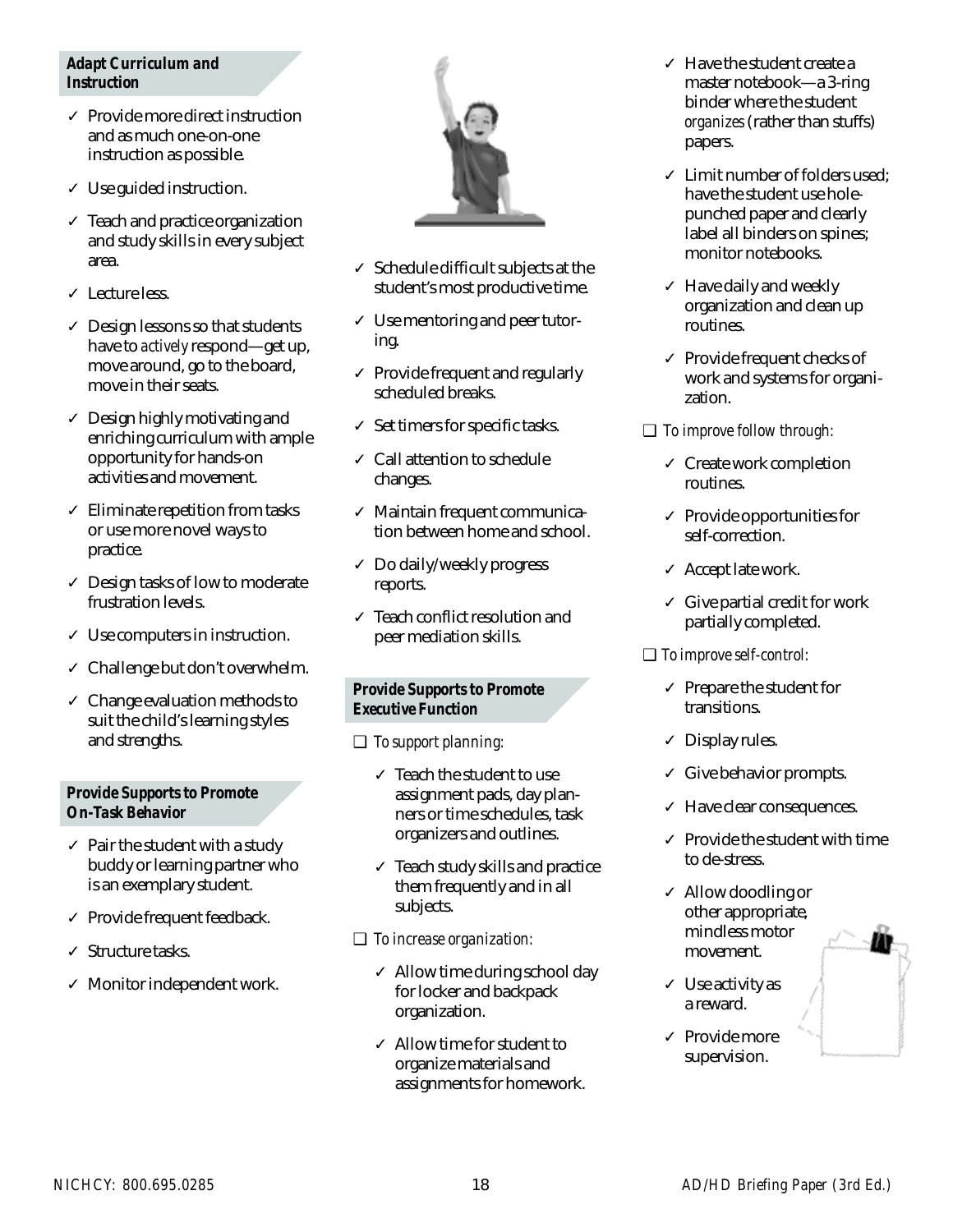### Adapt Curriculum and Instruction

- ✓ Provide more direct instruction and as much one-on-one instruction as possible.
- ✓ Use guided instruction.
- ✓ Teach and practice organization and study skills in every subject area.
- ✓ Lecture less.
- ✓ Design lessons so that students have to *actively* respond—get up, move around, go to the board, move in their seats.
- ✓ Design highly motivating and enriching curriculum with ample opportunity for hands-on activities and movement.
- ✓ Eliminate repetition from tasks or use more novel ways to practice.
- ✓ Design tasks of low to moderate frustration levels.
- ✓ Use computers in instruction.
- ✓ Challenge but don't overwhelm.
- ✓ Change evaluation methods to suit the child's learning styles and strengths.

### Provide Supports to Promote On-Task Behavior

- ✓ Pair the student with a study buddy or learning partner who is an exemplary student.
- ✓ Provide frequent feedback.
- ✓ Structure tasks.
- ✓ Monitor independent work.
- ✓ Schedule difficult subjects at the student's most productive time.
- ✓ Use mentoring and peer tutoring.
- ✓ Provide frequent and regularly scheduled breaks.
- ✓ Set timers for specific tasks.
- ✓ Call attention to schedule changes.
- ✓ Maintain frequent communication between home and school.
- ✓ Do daily/weekly progress reports.
- ✓ Teach conflict resolution and peer mediation skills.

### Provide Supports to Promote Executive Function

❑ *To support planning:*

- ✓ Teach the student to use assignment pads, day planners or time schedules, task organizers and outlines.
- ✓ Teach study skills and practice them frequently and in all subjects.

❑ *To increase organization:*

- ✓ Allow time during school day for locker and backpack organization.
- ✓ Allow time for student to organize materials and assignments for homework.
- ✓ Have the student create a master notebook—a 3-ring binder where the student *organizes* (rather than stuffs) papers.
- ✓ Limit number of folders used; have the student use hole-punched paper and clearly label all binders on spines; monitor notebooks.
- ✓ Have daily and weekly organization and clean up routines.
- ✓ Provide frequent checks of work and systems for organization.

❑ *To improve follow through:*

- ✓ Create work completion routines.
- ✓ Provide opportunities for self-correction.
- ✓ Accept late work.
- ✓ Give partial credit for work partially completed.

❑ *To improve self-control:*

- ✓ Prepare the student for transitions.
- ✓ Display rules.
- ✓ Give behavior prompts.
- ✓ Have clear consequences.
- ✓ Provide the student with time to de-stress.
- ✓ Allow doodling or other appropriate, mindless motor movement.
- ✓ Use activity as a reward.
- ✓ Provide more supervision.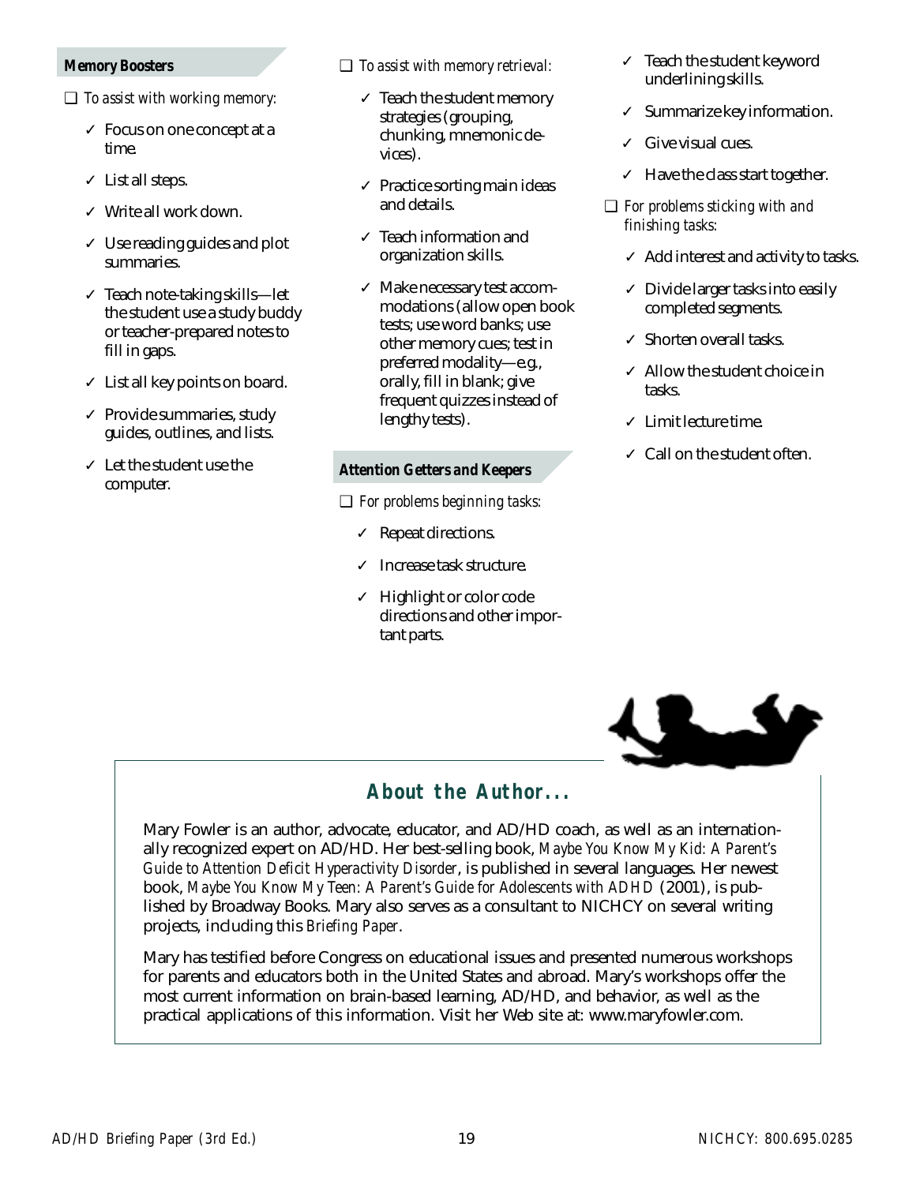### Memory Boosters

❑ *To assist with working memory:*

- ✓ Focus on one concept at a time.
- ✓ List all steps.
- ✓ Write all work down.
- ✓ Use reading guides and plot summaries.
- ✓ Teach note-taking skills—let the student use a study buddy or teacher-prepared notes to fill in gaps.
- ✓ List all key points on board.
- ✓ Provide summaries, study guides, outlines, and lists.
- ✓ Let the student use the computer.

❑ *To assist with memory retrieval:*

- ✓ Teach the student memory strategies (grouping, chunking, mnemonic devices).
- ✓ Practice sorting main ideas and details.
- ✓ Teach information and organization skills.
- ✓ Make necessary test accommodations (allow open book tests; use word banks; use other memory cues; test in preferred modality—e.g., orally, fill in blank; give frequent quizzes instead of lengthy tests).

### Attention Getters and Keepers

❑ *For problems beginning tasks:*

- ✓ Repeat directions.
- ✓ Increase task structure.
- ✓ Highlight or color code directions and other important parts.
- ✓ Teach the student keyword underlining skills.
- ✓ Summarize key information.
- ✓ Give visual cues.
- ✓ Have the class start together.

❑ *For problems sticking with and finishing tasks:*

- ✓ Add interest and activity to tasks.
- ✓ Divide larger tasks into easily completed segments.
- ✓ Shorten overall tasks.
- ✓ Allow the student choice in tasks.
- ✓ Limit lecture time.
- ✓ Call on the student often.

## About the Author...

Mary Fowler is an author, advocate, educator, and AD/HD coach, as well as an internationally recognized expert on AD/HD. Her best-selling book, *Maybe You Know My Kid: A Parent's Guide to Attention Deficit Hyperactivity Disorder*, is published in several languages. Her newest book, *Maybe You Know My Teen: A Parent's Guide for Adolescents with ADHD* (2001), is published by Broadway Books. Mary also serves as a consultant to NICHCY on several writing projects, including this *Briefing Paper*.

Mary has testified before Congress on educational issues and presented numerous workshops for parents and educators both in the United States and abroad. Mary's workshops offer the most current information on brain-based learning, AD/HD, and behavior, as well as the practical applications of this information. Visit her Web site at: www.maryfowler.com.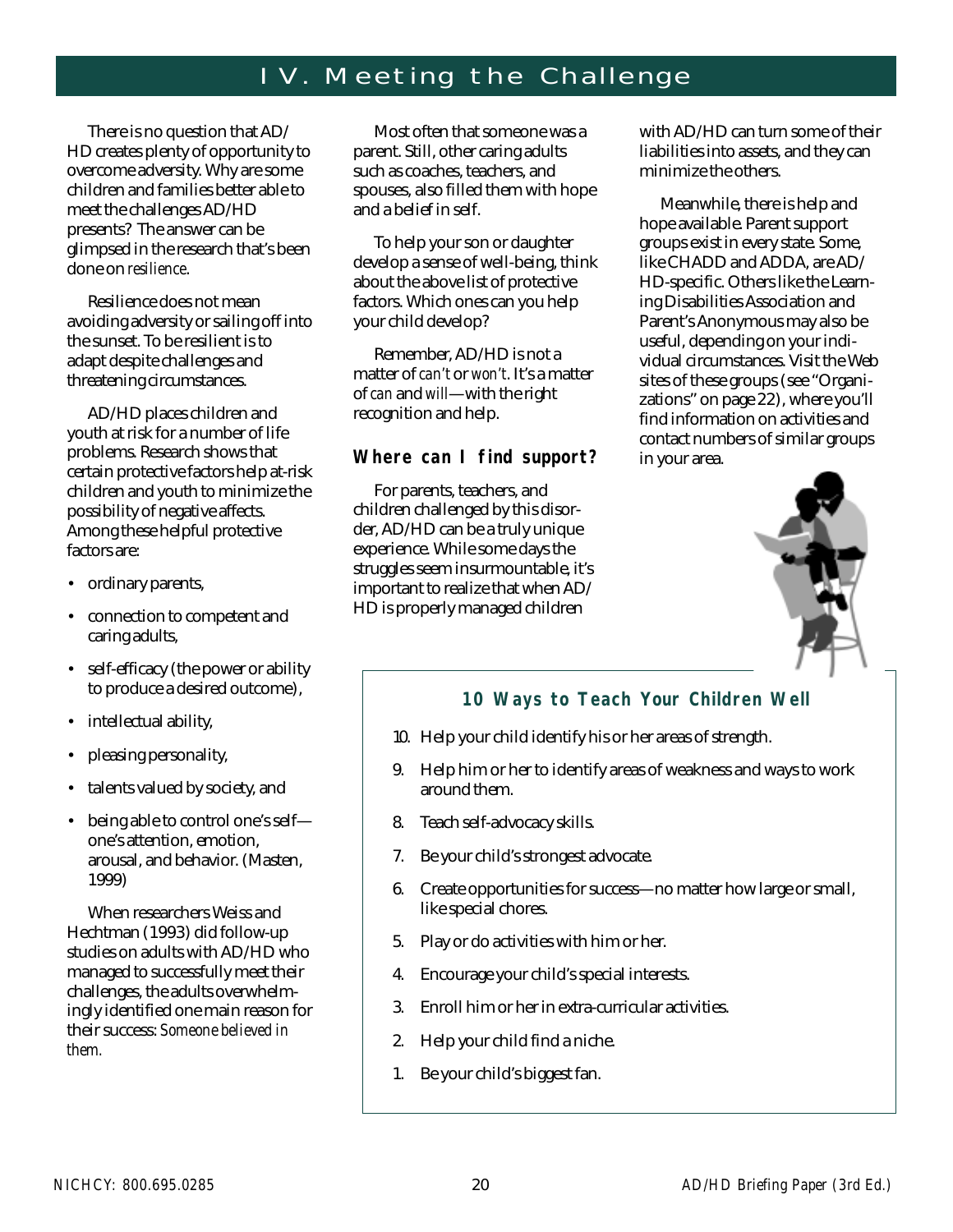## IV. Meeting the Challenge

There is no question that AD/HD creates plenty of opportunity to overcome adversity. Why are some children and families better able to meet the challenges AD/HD presents? The answer can be glimpsed in the research that's been done on *resilience*.

Resilience does not mean avoiding adversity or sailing off into the sunset. To be resilient is to adapt despite challenges and threatening circumstances.

AD/HD places children and youth at risk for a number of life problems. Research shows that certain protective factors help at-risk children and youth to minimize the possibility of negative affects. Among these helpful protective factors are:

- ordinary parents,
- connection to competent and caring adults,
- self-efficacy (the power or ability to produce a desired outcome),
- intellectual ability,
- pleasing personality,
- talents valued by society, and
- being able to control one's self—one's attention, emotion, arousal, and behavior. (Masten, 1999)

When researchers Weiss and Hechtman (1993) did follow-up studies on adults with AD/HD who managed to successfully meet their challenges, the adults overwhelmingly identified one main reason for their success: *Someone believed in them.*

Most often that someone was a parent. Still, other caring adults such as coaches, teachers, and spouses, also filled them with hope and a belief in self.

To help your son or daughter develop a sense of well-being, think about the above list of protective factors. Which ones can you help your child develop?

Remember, AD/HD is not a matter of *can't* or *won't*. It's a matter of *can* and *will*—with the right recognition and help.

### Where can I find support?

For parents, teachers, and children challenged by this disorder, AD/HD can be a truly unique experience. While some days the struggles seem insurmountable, it's important to realize that when AD/HD is properly managed children with AD/HD can turn some of their liabilities into assets, and they can minimize the others.

Meanwhile, there is help and hope available. Parent support groups exist in every state. Some, like CHADD and ADDA, are AD/HD-specific. Others like the Learning Disabilities Association and Parent's Anonymous may also be useful, depending on your individual circumstances. Visit the Web sites of these groups (see "Organizations" on page 22), where you'll find information on activities and contact numbers of similar groups in your area.

### 10 Ways to Teach Your Children Well

10. Help your child identify his or her areas of strength.
9. Help him or her to identify areas of weakness and ways to work around them.
8. Teach self-advocacy skills.
7. Be your child's strongest advocate.
6. Create opportunities for success—no matter how large or small, like special chores.
5. Play or do activities with him or her.
4. Encourage your child's special interests.
3. Enroll him or her in extra-curricular activities.
2. Help your child find a niche.
1. Be your child's biggest fan.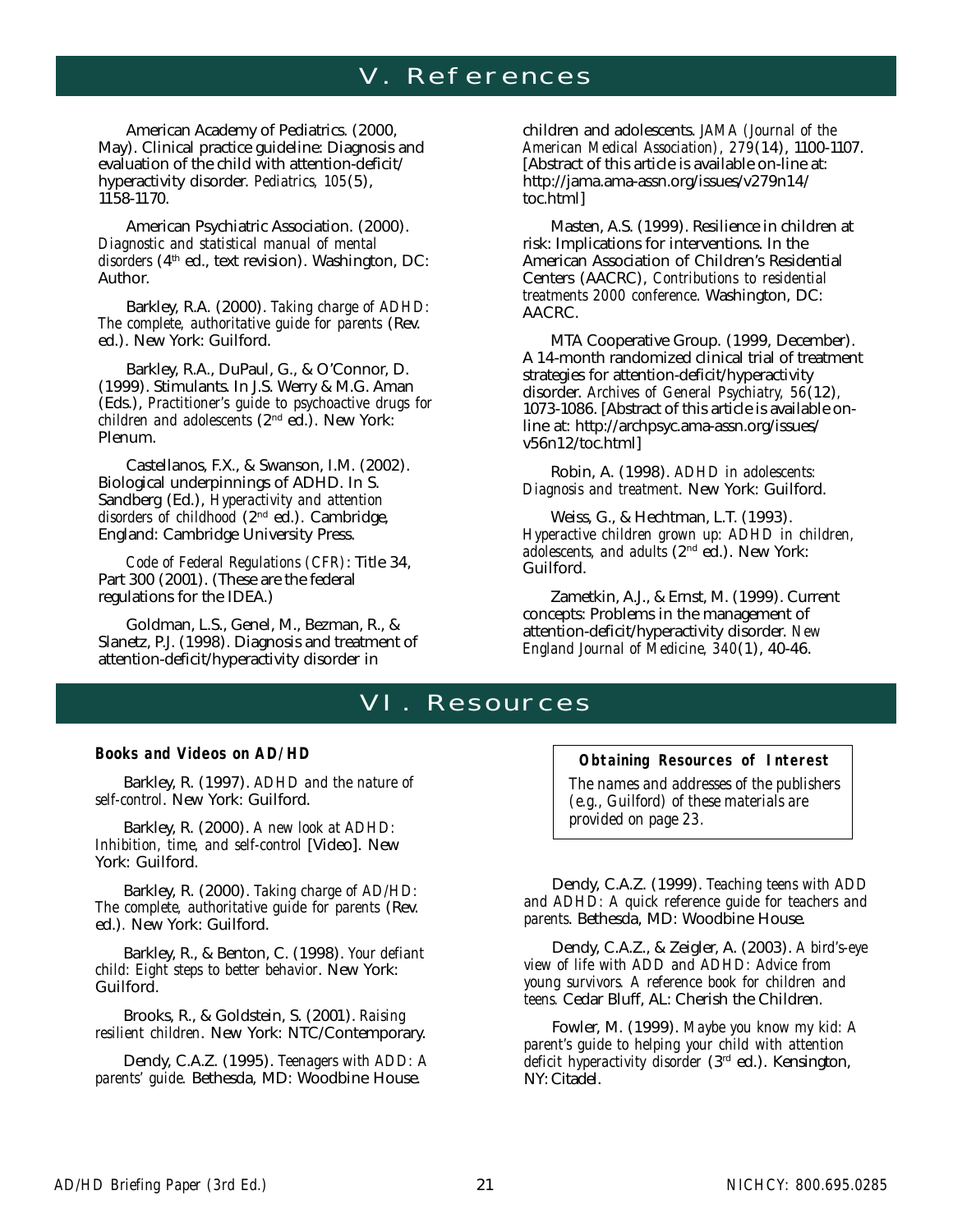# V. References

American Academy of Pediatrics. (2000, May). Clinical practice guideline: Diagnosis and evaluation of the child with attention-deficit/hyperactivity disorder. *Pediatrics, 105*(5), 1158-1170.

American Psychiatric Association. (2000). *Diagnostic and statistical manual of mental disorders* (4th ed., text revision). Washington, DC: Author.

Barkley, R.A. (2000). *Taking charge of ADHD: The complete, authoritative guide for parents* (Rev. ed.). New York: Guilford.

Barkley, R.A., DuPaul, G., & O'Connor, D. (1999). Stimulants. In J.S. Werry & M.G. Aman (Eds.), *Practitioner's guide to psychoactive drugs for children and adolescents* (2nd ed.). New York: Plenum.

Castellanos, F.X., & Swanson, I.M. (2002). Biological underpinnings of ADHD. In S. Sandberg (Ed.), *Hyperactivity and attention disorders of childhood* (2nd ed.). Cambridge, England: Cambridge University Press.

*Code of Federal Regulations (CFR)*: Title 34, Part 300 (2001). (These are the federal regulations for the IDEA.)

Goldman, L.S., Genel, M., Bezman, R., & Slanetz, P.J. (1998). Diagnosis and treatment of attention-deficit/hyperactivity disorder in children and adolescents. *JAMA (Journal of the American Medical Association), 279*(14), 1100-1107. [Abstract of this article is available on-line at: http://jama.ama-assn.org/issues/v279n14/toc.html]

Masten, A.S. (1999). Resilience in children at risk: Implications for interventions. In the American Association of Children's Residential Centers (AACRC), *Contributions to residential treatments 2000 conference*. Washington, DC: AACRC.

MTA Cooperative Group. (1999, December). A 14-month randomized clinical trial of treatment strategies for attention-deficit/hyperactivity disorder. *Archives of General Psychiatry, 56*(12), 1073-1086. [Abstract of this article is available on-line at: http://archpsyc.ama-assn.org/issues/v56n12/toc.html]

Robin, A. (1998). *ADHD in adolescents: Diagnosis and treatment*. New York: Guilford.

Weiss, G., & Hechtman, L.T. (1993). *Hyperactive children grown up: ADHD in children, adolescents, and adults* (2nd ed.). New York: Guilford.

Zametkin, A.J., & Ernst, M. (1999). Current concepts: Problems in the management of attention-deficit/hyperactivity disorder. *New England Journal of Medicine, 340*(1), 40-46.

# VI. Resources

### Books and Videos on AD/HD

Barkley, R. (1997). *ADHD and the nature of self-control*. New York: Guilford.

Barkley, R. (2000). *A new look at ADHD: Inhibition, time, and self-control* [Video]. New York: Guilford.

Barkley, R. (2000). *Taking charge of AD/HD: The complete, authoritative guide for parents* (Rev. ed.). New York: Guilford.

Barkley, R., & Benton, C. (1998). *Your defiant child: Eight steps to better behavior*. New York: Guilford.

Brooks, R., & Goldstein, S. (2001). *Raising resilient children*. New York: NTC/Contemporary.

Dendy, C.A.Z. (1995). *Teenagers with ADD: A parents' guide.* Bethesda, MD: Woodbine House.

> **Obtaining Resources of Interest**
>
> *The names and addresses of the publishers (e.g., Guilford) of these materials are provided on page 23.*

Dendy, C.A.Z. (1999). *Teaching teens with ADD and ADHD: A quick reference guide for teachers and parents*. Bethesda, MD: Woodbine House.

Dendy, C.A.Z., & Zeigler, A. (2003). *A bird's-eye view of life with ADD and ADHD: Advice from young survivors. A reference book for children and teens.* Cedar Bluff, AL: Cherish the Children.

Fowler, M. (1999). *Maybe you know my kid: A parent's guide to helping your child with attention deficit hyperactivity disorder* (3rd ed.). Kensington, NY: Citadel.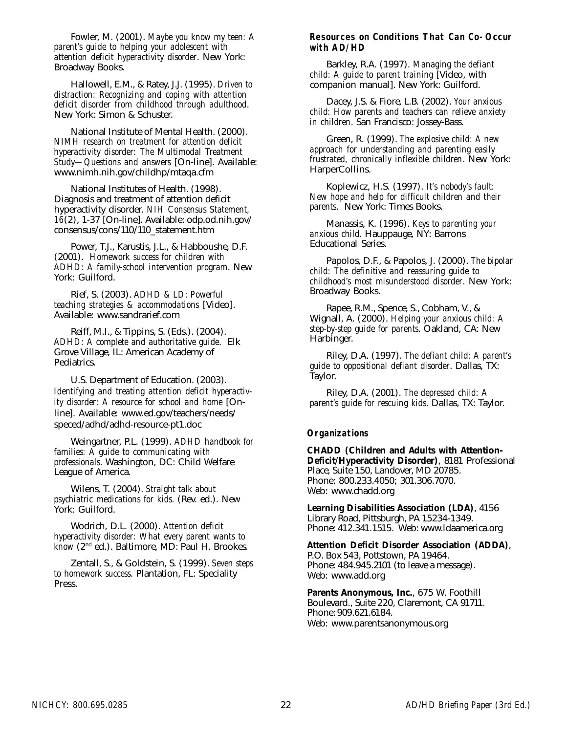Fowler, M. (2001). *Maybe you know my teen: A parent's guide to helping your adolescent with attention deficit hyperactivity disorder*. New York: Broadway Books.

Hallowell, E.M., & Ratey, J.J. (1995). *Driven to distraction: Recognizing and coping with attention deficit disorder from childhood through adulthood*. New York: Simon & Schuster.

National Institute of Mental Health. (2000). *NIMH research on treatment for attention deficit hyperactivity disorder: The Multimodal Treatment Study—Questions and answers* [On-line]. Available: www.nimh.nih.gov/childhp/mtaqa.cfm

National Institutes of Health. (1998). Diagnosis and treatment of attention deficit hyperactivity disorder. *NIH Consensus Statement, 16*(2), 1-37 [On-line]. Available: odp.od.nih.gov/consensus/cons/110/110_statement.htm

Power, T.J., Karustis, J.L., & Habboushe, D.F. (2001). *Homework success for children with ADHD: A family-school intervention program*. New York: Guilford.

Rief, S. (2003). *ADHD & LD: Powerful teaching strategies & accommodations* [Video]. Available: www.sandrarief.com

Reiff, M.I., & Tippins, S. (Eds.). (2004). *ADHD: A complete and authoritative guide*. Elk Grove Village, IL: American Academy of Pediatrics.

U.S. Department of Education. (2003). *Identifying and treating attention deficit hyperactivity disorder: A resource for school and home* [On-line]. Available: www.ed.gov/teachers/needs/speced/adhd/adhd-resource-pt1.doc

Weingartner, P.L. (1999). *ADHD handbook for families: A guide to communicating with professionals*. Washington, DC: Child Welfare League of America.

Wilens, T. (2004). *Straight talk about psychiatric medications for kids*. (Rev. ed.). New York: Guilford.

Wodrich, D.L. (2000). *Attention deficit hyperactivity disorder: What every parent wants to know* (2nd ed.). Baltimore, MD: Paul H. Brookes.

Zentall, S., & Goldstein, S. (1999). *Seven steps to homework success*. Plantation, FL: Speciality Press.

### Resources on Conditions That Can Co-Occur with AD/HD

Barkley, R.A. (1997). *Managing the defiant child: A guide to parent training* [Video, with companion manual]. New York: Guilford.

Dacey, J.S. & Fiore, L.B. (2002). *Your anxious child: How parents and teachers can relieve anxiety in children*. San Francisco: Jossey-Bass.

Green, R. (1999). *The explosive child: A new approach for understanding and parenting easily frustrated, chronically inflexible children*. New York: HarperCollins.

Koplewicz, H.S. (1997). *It's nobody's fault: New hope and help for difficult children and their parents*. New York: Times Books.

Manassis, K. (1996). *Keys to parenting your anxious child*. Hauppauge, NY: Barrons Educational Series.

Papolos, D.F., & Papolos, J. (2000). *The bipolar child: The definitive and reassuring guide to childhood's most misunderstood disorder*. New York: Broadway Books.

Rapee, R.M., Spence, S., Cobham, V., & Wignall, A. (2000). *Helping your anxious child: A step-by-step guide for parents*. Oakland, CA: New Harbinger.

Riley, D.A. (1997). *The defiant child: A parent's guide to oppositional defiant disorder*. Dallas, TX: Taylor.

Riley, D.A. (2001). *The depressed child: A parent's guide for rescuing kids*. Dallas, TX: Taylor.

### Organizations

**CHADD (Children and Adults with Attention-Deficit/Hyperactivity Disorder)**, 8181 Professional Place, Suite 150, Landover, MD 20785.
Phone: 800.233.4050; 301.306.7070.
Web: www.chadd.org

**Learning Disabilities Association (LDA)**, 4156 Library Road, Pittsburgh, PA 15234-1349.
Phone: 412.341.1515. Web: www.ldaamerica.org

**Attention Deficit Disorder Association (ADDA)**, P.O. Box 543, Pottstown, PA 19464.
Phone: 484.945.2101 (to leave a message).
Web: www.add.org

**Parents Anonymous, Inc.**, 675 W. Foothill Boulevard., Suite 220, Claremont, CA 91711.
Phone: 909.621.6184.
Web: www.parentsanonymous.org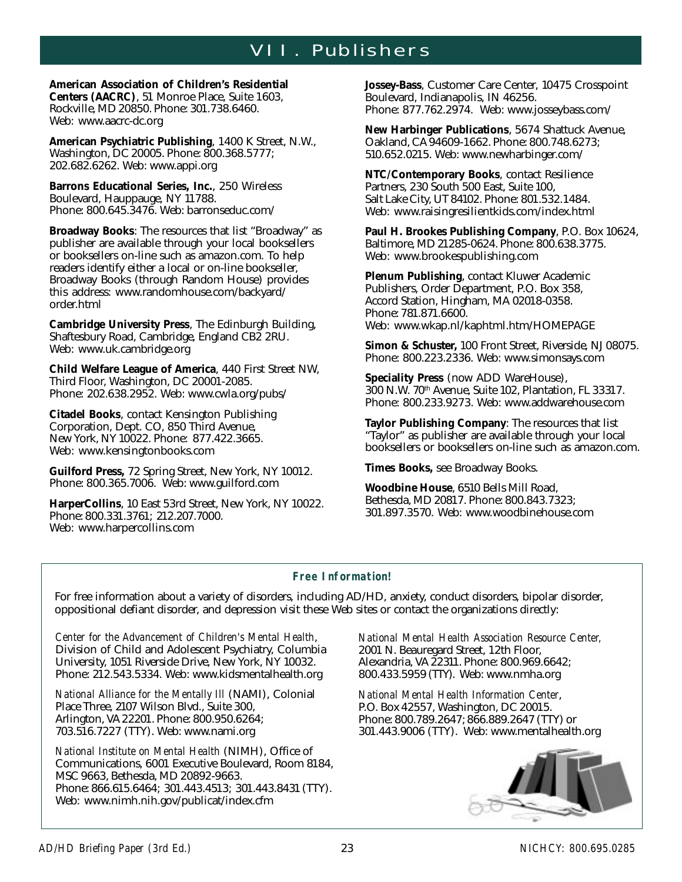# VII. Publishers

**American Association of Children's Residential Centers (AACRC)**, 51 Monroe Place, Suite 1603, Rockville, MD 20850. Phone: 301.738.6460. Web: www.aacrc-dc.org

**American Psychiatric Publishing**, 1400 K Street, N.W., Washington, DC 20005. Phone: 800.368.5777; 202.682.6262. Web: www.appi.org

**Barrons Educational Series, Inc.**, 250 Wireless Boulevard, Hauppauge, NY 11788. Phone: 800.645.3476. Web: barronseduc.com/

**Broadway Books**: The resources that list "Broadway" as publisher are available through your local booksellers or booksellers on-line such as amazon.com. To help readers identify either a local or on-line bookseller, Broadway Books (through Random House) provides this address: www.randomhouse.com/backyard/order.html

**Cambridge University Press**, The Edinburgh Building, Shaftesbury Road, Cambridge, England CB2 2RU. Web: www.uk.cambridge.org

**Child Welfare League of America**, 440 First Street NW, Third Floor, Washington, DC 20001-2085. Phone: 202.638.2952. Web: www.cwla.org/pubs/

**Citadel Books**, contact Kensington Publishing Corporation, Dept. CO, 850 Third Avenue, New York, NY 10022. Phone: 877.422.3665. Web: www.kensingtonbooks.com

**Guilford Press,** 72 Spring Street, New York, NY 10012. Phone: 800.365.7006. Web: www.guilford.com

**HarperCollins**, 10 East 53rd Street, New York, NY 10022. Phone: 800.331.3761; 212.207.7000. Web: www.harpercollins.com

**Jossey-Bass**, Customer Care Center, 10475 Crosspoint Boulevard, Indianapolis, IN 46256. Phone: 877.762.2974. Web: www.josseybass.com/

**New Harbinger Publications**, 5674 Shattuck Avenue, Oakland, CA 94609-1662. Phone: 800.748.6273; 510.652.0215. Web: www.newharbinger.com/

**NTC/Contemporary Books**, contact Resilience Partners, 230 South 500 East, Suite 100, Salt Lake City, UT 84102. Phone: 801.532.1484. Web: www.raisingresilientkids.com/index.html

**Paul H. Brookes Publishing Company**, P.O. Box 10624, Baltimore, MD 21285-0624. Phone: 800.638.3775. Web: www.brookespublishing.com

**Plenum Publishing**, contact Kluwer Academic Publishers, Order Department, P.O. Box 358, Accord Station, Hingham, MA 02018-0358. Phone: 781.871.6600. Web: www.wkap.nl/kaphtml.htm/HOMEPAGE

**Simon & Schuster,** 100 Front Street, Riverside, NJ 08075. Phone: 800.223.2336. Web: www.simonsays.com

**Speciality Press** (now ADD WareHouse), 300 N.W. 70th Avenue, Suite 102, Plantation, FL 33317. Phone: 800.233.9273. Web: www.addwarehouse.com

**Taylor Publishing Company**: The resources that list "Taylor" as publisher are available through your local booksellers or booksellers on-line such as amazon.com.

**Times Books,** see Broadway Books.

**Woodbine House**, 6510 Bells Mill Road, Bethesda, MD 20817. Phone: 800.843.7323; 301.897.3570. Web: www.woodbinehouse.com

### *Free Information!*

For free information about a variety of disorders, including AD/HD, anxiety, conduct disorders, bipolar disorder, oppositional defiant disorder, and depression visit these Web sites or contact the organizations directly:

*Center for the Advancement of Children's Mental Health*, Division of Child and Adolescent Psychiatry, Columbia University, 1051 Riverside Drive, New York, NY 10032. Phone: 212.543.5334. Web: www.kidsmentalhealth.org

*National Alliance for the Mentally Ill* (NAMI), Colonial Place Three, 2107 Wilson Blvd., Suite 300, Arlington, VA 22201. Phone: 800.950.6264; 703.516.7227 (TTY). Web: www.nami.org

*National Institute on Mental Health* (NIMH), Office of Communications, 6001 Executive Boulevard, Room 8184, MSC 9663, Bethesda, MD 20892-9663. Phone: 866.615.6464; 301.443.4513; 301.443.8431 (TTY). Web: www.nimh.nih.gov/publicat/index.cfm

*National Mental Health Association Resource Center,* 2001 N. Beauregard Street, 12th Floor, Alexandria, VA 22311. Phone: 800.969.6642; 800.433.5959 (TTY). Web: www.nmha.org

*National Mental Health Information Center*, P.O. Box 42557, Washington, DC 20015. Phone: 800.789.2647; 866.889.2647 (TTY) or 301.443.9006 (TTY). Web: www.mentalhealth.org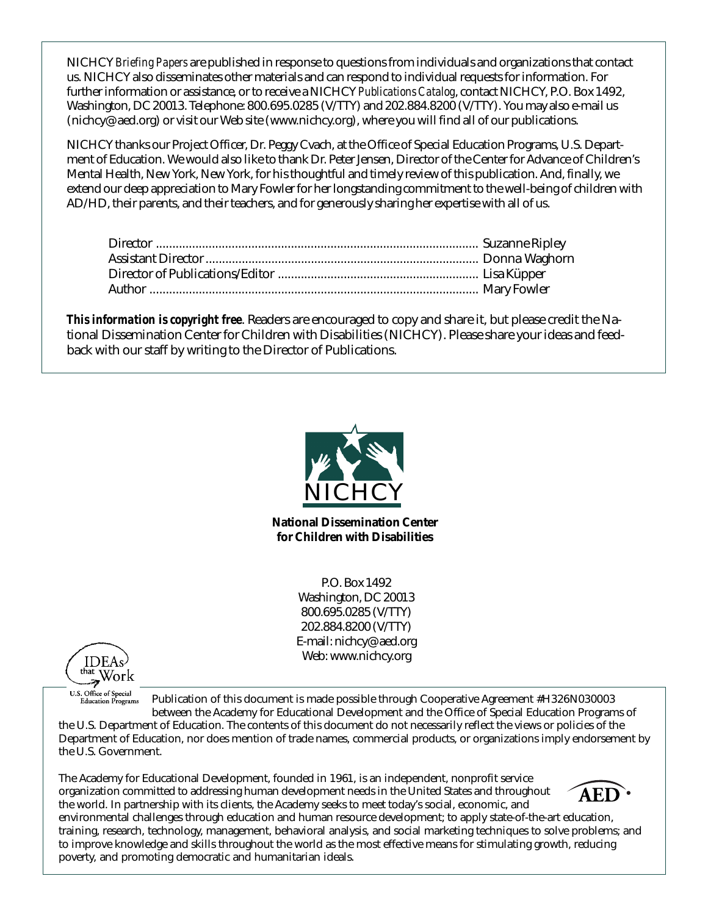NICHCY *Briefing Papers* are published in response to questions from individuals and organizations that contact us. NICHCY also disseminates other materials and can respond to individual requests for information. For further information or assistance, or to receive a NICHCY *Publications Catalog*, contact NICHCY, P.O. Box 1492, Washington, DC 20013. Telephone: 800.695.0285 (V/TTY) and 202.884.8200 (V/TTY). You may also e-mail us (nichcy@aed.org) or visit our Web site (www.nichcy.org), where you will find all of our publications.

NICHCY thanks our Project Officer, Dr. Peggy Cvach, at the Office of Special Education Programs, U.S. Department of Education. We would also like to thank Dr. Peter Jensen, Director of the Center for Advance of Children's Mental Health, New York, New York, for his thoughtful and timely review of this publication. And, finally, we extend our deep appreciation to Mary Fowler for her longstanding commitment to the well-being of children with AD/HD, their parents, and their teachers, and for generously sharing her expertise with all of us.

Director ........................................ Suzanne Ripley
Assistant Director ........................................ Donna Waghorn
Director of Publications/Editor ........................................ Lisa Küpper
Author ........................................ Mary Fowler

***This information is copyright free***. Readers are encouraged to copy and share it, but please credit the National Dissemination Center for Children with Disabilities (NICHCY). Please share your ideas and feedback with our staff by writing to the Director of Publications.

NICHCY

**National Dissemination Center for Children with Disabilities**

P.O. Box 1492
Washington, DC 20013
800.695.0285 (V/TTY)
202.884.8200 (V/TTY)
E-mail: nichcy@aed.org
Web: www.nichcy.org

IDEAs that Work
U.S. Office of Special Education Programs

Publication of this document is made possible through Cooperative Agreement #H326N030003 between the Academy for Educational Development and the Office of Special Education Programs of the U.S. Department of Education. The contents of this document do not necessarily reflect the views or policies of the Department of Education, nor does mention of trade names, commercial products, or organizations imply endorsement by the U.S. Government.

AED

The Academy for Educational Development, founded in 1961, is an independent, nonprofit service organization committed to addressing human development needs in the United States and throughout the world. In partnership with its clients, the Academy seeks to meet today's social, economic, and environmental challenges through education and human resource development; to apply state-of-the-art education, training, research, technology, management, behavioral analysis, and social marketing techniques to solve problems; and to improve knowledge and skills throughout the world as the most effective means for stimulating growth, reducing poverty, and promoting democratic and humanitarian ideals.